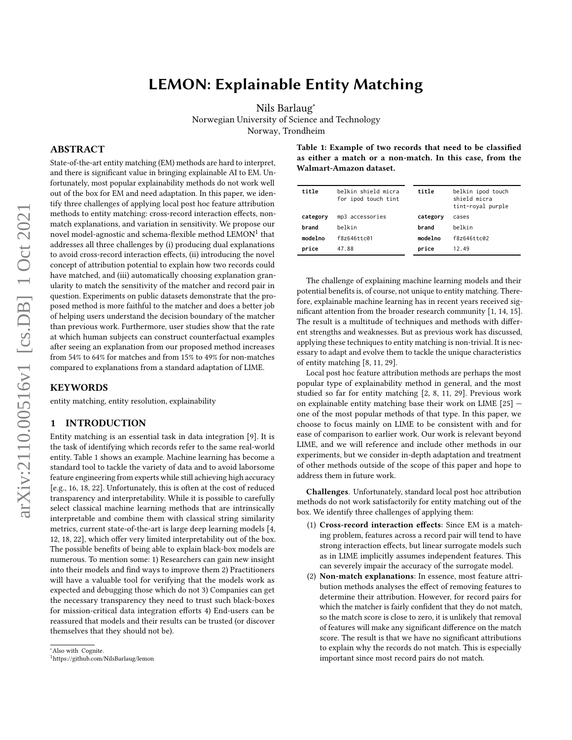# LEMON: Explainable Entity Matching

Nils Barlaug[*]

Norwegian University of Science and Technology
Norway, Trondheim

## ABSTRACT

State-of-the-art entity matching (EM) methods are hard to interpret, and there is significant value in bringing explainable AI to EM. Unfortunately, most popular explainability methods do not work well out of the box for EM and need adaptation. In this paper, we identify three challenges of applying local post hoc feature attribution methods to entity matching: cross-record interaction effects, non-match explanations, and variation in sensitivity. We propose our novel model-agnostic and schema-flexible method LEMON[1] that addresses all three challenges by (i) producing dual explanations to avoid cross-record interaction effects, (ii) introducing the novel concept of attribution potential to explain how two records could have matched, and (iii) automatically choosing explanation granularity to match the sensitivity of the matcher and record pair in question. Experiments on public datasets demonstrate that the proposed method is more faithful to the matcher and does a better job of helping users understand the decision boundary of the matcher than previous work. Furthermore, user studies show that the rate at which human subjects can construct counterfactual examples after seeing an explanation from our proposed method increases from 54% to 64% for matches and from 15% to 49% for non-matches compared to explanations from a standard adaptation of LIME.

## KEYWORDS

entity matching, entity resolution, explainability

## 1 INTRODUCTION

Entity matching is an essential task in data integration [9]. It is the task of identifying which records refer to the same real-world entity. Table 1 shows an example. Machine learning has become a standard tool to tackle the variety of data and to avoid laborsome feature engineering from experts while still achieving high accuracy [e.g., 16, 18, 22]. Unfortunately, this is often at the cost of reduced transparency and interpretability. While it is possible to carefully select classical machine learning methods that are intrinsically interpretable and combine them with classical string similarity metrics, current state-of-the-art is large deep learning models [4, 12, 18, 22], which offer very limited interpretability out of the box. The possible benefits of being able to explain black-box models are numerous. To mention some: 1) Researchers can gain new insight into their models and find ways to improve them 2) Practitioners will have a valuable tool for verifying that the models work as expected and debugging those which do not 3) Companies can get the necessary transparency they need to trust such black-boxes for mission-critical data integration efforts 4) End-users can be reassured that models and their results can be trusted (or discover themselves that they should not be).

**Table 1: Example of two records that need to be classified as either a match or a non-match. In this case, from the Walmart-Amazon dataset.**

| | | | |
|---|---|---|---|
| **title** | belkin shield micra for ipod touch tint | **title** | belkin ipod touch shield micra tint-royal purple |
| **category** | mp3 accessories | **category** | cases |
| **brand** | belkin | **brand** | belkin |
| **modelno** | f8z646ttc01 | **modelno** | f8z646ttc02 |
| **price** | 47.88 | **price** | 12.49 |

The challenge of explaining machine learning models and their potential benefits is, of course, not unique to entity matching. Therefore, explainable machine learning has in recent years received significant attention from the broader research community [1, 14, 15]. The result is a multitude of techniques and methods with different strengths and weaknesses. But as previous work has discussed, applying these techniques to entity matching is non-trivial. It is necessary to adapt and evolve them to tackle the unique characteristics of entity matching [8, 11, 29].

Local post hoc feature attribution methods are perhaps the most popular type of explainability method in general, and the most studied so far for entity matching [2, 8, 11, 29]. Previous work on explainable entity matching base their work on LIME [25] — one of the most popular methods of that type. In this paper, we choose to focus mainly on LIME to be consistent with and for ease of comparison to earlier work. Our work is relevant beyond LIME, and we will reference and include other methods in our experiments, but we consider in-depth adaptation and treatment of other methods outside of the scope of this paper and hope to address them in future work.

**Challenges**. Unfortunately, standard local post hoc attribution methods do not work satisfactorily for entity matching out of the box. We identify three challenges of applying them:

1. **Cross-record interaction effects**: Since EM is a matching problem, features across a record pair will tend to have strong interaction effects, but linear surrogate models such as in LIME implicitly assumes independent features. This can severely impair the accuracy of the surrogate model.
2. **Non-match explanations**: In essence, most feature attribution methods analyses the effect of removing features to determine their attribution. However, for record pairs for which the matcher is fairly confident that they do not match, so the match score is close to zero, it is unlikely that removal of features will make any significant difference on the match score. The result is that we have no significant attributions to explain why the records do not match. This is especially important since most record pairs do not match.

[*] Also with Cognite.

[1] https://github.com/NilsBarlaug/lemon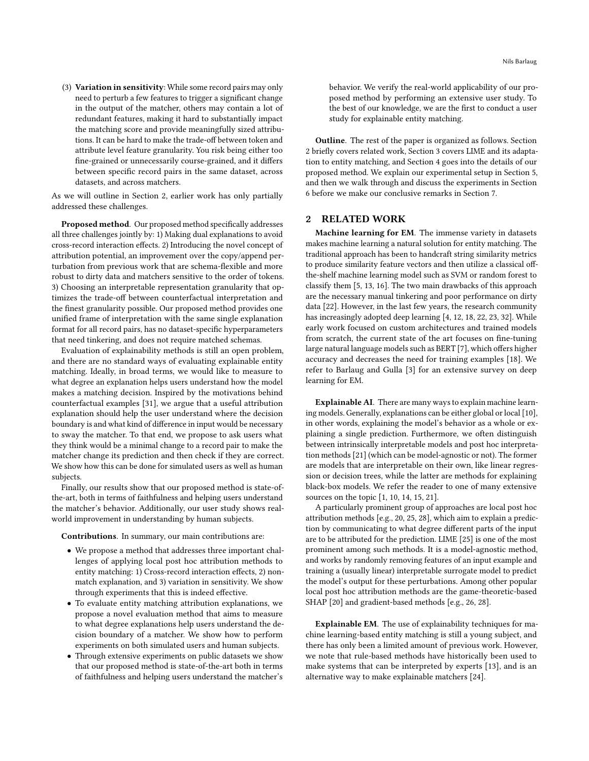(3) **Variation in sensitivity**: While some record pairs may only need to perturb a few features to trigger a significant change in the output of the matcher, others may contain a lot of redundant features, making it hard to substantially impact the matching score and provide meaningfully sized attributions. It can be hard to make the trade-off between token and attribute level feature granularity. You risk being either too fine-grained or unnecessarily course-grained, and it differs between specific record pairs in the same dataset, across datasets, and across matchers.

As we will outline in Section 2, earlier work has only partially addressed these challenges.

**Proposed method**. Our proposed method specifically addresses all three challenges jointly by: 1) Making dual explanations to avoid cross-record interaction effects. 2) Introducing the novel concept of attribution potential, an improvement over the copy/append perturbation from previous work that are schema-flexible and more robust to dirty data and matchers sensitive to the order of tokens. 3) Choosing an interpretable representation granularity that optimizes the trade-off between counterfactual interpretation and the finest granularity possible. Our proposed method provides one unified frame of interpretation with the same single explanation format for all record pairs, has no dataset-specific hyperparameters that need tinkering, and does not require matched schemas.

Evaluation of explainability methods is still an open problem, and there are no standard ways of evaluating explainable entity matching. Ideally, in broad terms, we would like to measure to what degree an explanation helps users understand how the model makes a matching decision. Inspired by the motivations behind counterfactual examples [31], we argue that a useful attribution explanation should help the user understand where the decision boundary is and what kind of difference in input would be necessary to sway the matcher. To that end, we propose to ask users what they think would be a minimal change to a record pair to make the matcher change its prediction and then check if they are correct. We show how this can be done for simulated users as well as human subjects.

Finally, our results show that our proposed method is state-of-the-art, both in terms of faithfulness and helping users understand the matcher's behavior. Additionally, our user study shows real-world improvement in understanding by human subjects.

**Contributions**. In summary, our main contributions are:

- We propose a method that addresses three important challenges of applying local post hoc attribution methods to entity matching: 1) Cross-record interaction effects, 2) non-match explanation, and 3) variation in sensitivity. We show through experiments that this is indeed effective.
- To evaluate entity matching attribution explanations, we propose a novel evaluation method that aims to measure to what degree explanations help users understand the decision boundary of a matcher. We show how to perform experiments on both simulated users and human subjects.
- Through extensive experiments on public datasets we show that our proposed method is state-of-the-art both in terms of faithfulness and helping users understand the matcher's behavior. We verify the real-world applicability of our proposed method by performing an extensive user study. To the best of our knowledge, we are the first to conduct a user study for explainable entity matching.

**Outline**. The rest of the paper is organized as follows. Section 2 briefly covers related work, Section 3 covers LIME and its adaptation to entity matching, and Section 4 goes into the details of our proposed method. We explain our experimental setup in Section 5, and then we walk through and discuss the experiments in Section 6 before we make our conclusive remarks in Section 7.

## 2 RELATED WORK

**Machine learning for EM**. The immense variety in datasets makes machine learning a natural solution for entity matching. The traditional approach has been to handcraft string similarity metrics to produce similarity feature vectors and then utilize a classical off-the-shelf machine learning model such as SVM or random forest to classify them [5, 13, 16]. The two main drawbacks of this approach are the necessary manual tinkering and poor performance on dirty data [22]. However, in the last few years, the research community has increasingly adopted deep learning [4, 12, 18, 22, 23, 32]. While early work focused on custom architectures and trained models from scratch, the current state of the art focuses on fine-tuning large natural language models such as BERT [7], which offers higher accuracy and decreases the need for training examples [18]. We refer to Barlaug and Gulla [3] for an extensive survey on deep learning for EM.

**Explainable AI**. There are many ways to explain machine learning models. Generally, explanations can be either global or local [10], in other words, explaining the model's behavior as a whole or explaining a single prediction. Furthermore, we often distinguish between intrinsically interpretable models and post hoc interpretation methods [21] (which can be model-agnostic or not). The former are models that are interpretable on their own, like linear regression or decision trees, while the latter are methods for explaining black-box models. We refer the reader to one of many extensive sources on the topic [1, 10, 14, 15, 21].

A particularly prominent group of approaches are local post hoc attribution methods [e.g., 20, 25, 28], which aim to explain a prediction by communicating to what degree different parts of the input are to be attributed for the prediction. LIME [25] is one of the most prominent among such methods. It is a model-agnostic method, and works by randomly removing features of an input example and training a (usually linear) interpretable surrogate model to predict the model's output for these perturbations. Among other popular local post hoc attribution methods are the game-theoretic-based SHAP [20] and gradient-based methods [e.g., 26, 28].

**Explainable EM**. The use of explainability techniques for machine learning-based entity matching is still a young subject, and there has only been a limited amount of previous work. However, we note that rule-based methods have historically been used to make systems that can be interpreted by experts [13], and is an alternative way to make explainable matchers [24].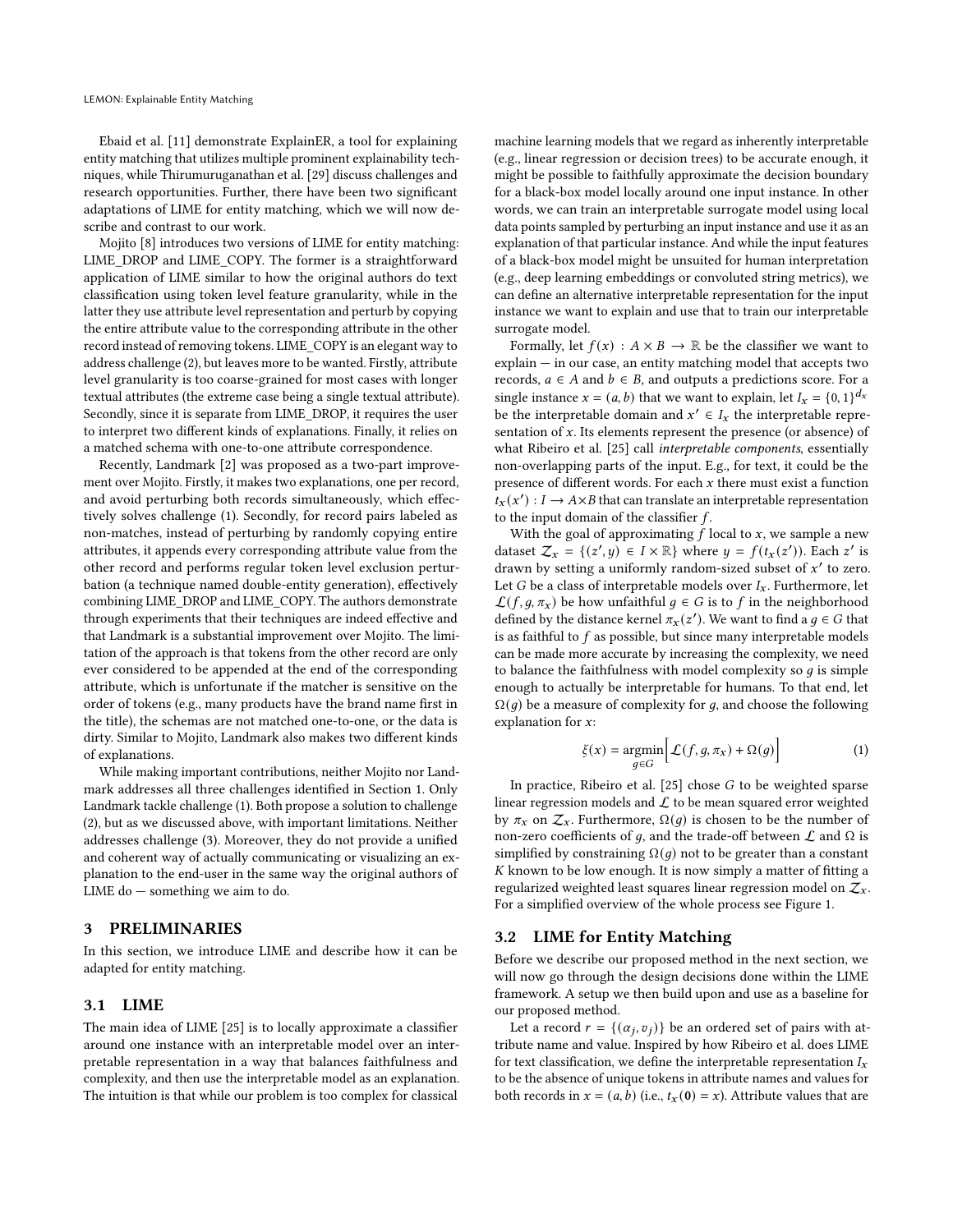Ebaid et al. [11] demonstrate ExplainER, a tool for explaining entity matching that utilizes multiple prominent explainability techniques, while Thirumuruganathan et al. [29] discuss challenges and research opportunities. Further, there have been two significant adaptations of LIME for entity matching, which we will now describe and contrast to our work.

Mojito [8] introduces two versions of LIME for entity matching: LIME_DROP and LIME_COPY. The former is a straightforward application of LIME similar to how the original authors do text classification using token level feature granularity, while in the latter they use attribute level representation and perturb by copying the entire attribute value to the corresponding attribute in the other record instead of removing tokens. LIME_COPY is an elegant way to address challenge (2), but leaves more to be wanted. Firstly, attribute level granularity is too coarse-grained for most cases with longer textual attributes (the extreme case being a single textual attribute). Secondly, since it is separate from LIME_DROP, it requires the user to interpret two different kinds of explanations. Finally, it relies on a matched schema with one-to-one attribute correspondence.

Recently, Landmark [2] was proposed as a two-part improvement over Mojito. Firstly, it makes two explanations, one per record, and avoid perturbing both records simultaneously, which effectively solves challenge (1). Secondly, for record pairs labeled as non-matches, instead of perturbing by randomly copying entire attributes, it appends every corresponding attribute value from the other record and performs regular token level exclusion perturbation (a technique named double-entity generation), effectively combining LIME_DROP and LIME_COPY. The authors demonstrate through experiments that their techniques are indeed effective and that Landmark is a substantial improvement over Mojito. The limitation of the approach is that tokens from the other record are only ever considered to be appended at the end of the corresponding attribute, which is unfortunate if the matcher is sensitive on the order of tokens (e.g., many products have the brand name first in the title), the schemas are not matched one-to-one, or the data is dirty. Similar to Mojito, Landmark also makes two different kinds of explanations.

While making important contributions, neither Mojito nor Landmark addresses all three challenges identified in Section 1. Only Landmark tackle challenge (1). Both propose a solution to challenge (2), but as we discussed above, with important limitations. Neither addresses challenge (3). Moreover, they do not provide a unified and coherent way of actually communicating or visualizing an explanation to the end-user in the same way the original authors of LIME do — something we aim to do.

## 3 PRELIMINARIES

In this section, we introduce LIME and describe how it can be adapted for entity matching.

### 3.1 LIME

The main idea of LIME [25] is to locally approximate a classifier around one instance with an interpretable model over an interpretable representation in a way that balances faithfulness and complexity, and then use the interpretable model as an explanation. The intuition is that while our problem is too complex for classical machine learning models that we regard as inherently interpretable (e.g., linear regression or decision trees) to be accurate enough, it might be possible to faithfully approximate the decision boundary for a black-box model locally around one input instance. In other words, we can train an interpretable surrogate model using local data points sampled by perturbing an input instance and use it as an explanation of that particular instance. And while the input features of a black-box model might be unsuited for human interpretation (e.g., deep learning embeddings or convoluted string metrics), we can define an alternative interpretable representation for the input instance we want to explain and use that to train our interpretable surrogate model.

Formally, let $f(x) : A \times B \to \mathbb{R}$ be the classifier we want to explain — in our case, an entity matching model that accepts two records, $a \in A$ and $b \in B$, and outputs a predictions score. For a single instance $x = (a, b)$ that we want to explain, let $I_x = \{0, 1\}^{d_x}$ be the interpretable domain and $x' \in I_x$ the interpretable representation of $x$. Its elements represent the presence (or absence) of what Ribeiro et al. [25] call *interpretable components*, essentially non-overlapping parts of the input. E.g., for text, it could be the presence of different words. For each $x$ there must exist a function $t_x(x') : I \to A \times B$ that can translate an interpretable representation to the input domain of the classifier $f$.

With the goal of approximating $f$ local to $x$, we sample a new dataset $\mathcal{Z}_x = \{(z', y) \in I \times \mathbb{R}\}$ where $y = f(t_x(z'))$. Each $z'$ is drawn by setting a uniformly random-sized subset of $x'$ to zero. Let $G$ be a class of interpretable models over $I_x$. Furthermore, let $\mathcal{L}(f, g, \pi_x)$ be how unfaithful $g \in G$ is to $f$ in the neighborhood defined by the distance kernel $\pi_x(z')$. We want to find a $g \in G$ that is as faithful to $f$ as possible, but since many interpretable models can be made more accurate by increasing the complexity, we need to balance the faithfulness with model complexity so $g$ is simple enough to actually be interpretable for humans. To that end, let $\Omega(g)$ be a measure of complexity for $g$, and choose the following explanation for $x$:

$$\xi(x) = \underset{g \in G}{\operatorname{argmin}} \Big[ \mathcal{L}(f, g, \pi_x) + \Omega(g) \Big] \tag{1}$$

In practice, Ribeiro et al. [25] chose $G$ to be weighted sparse linear regression models and $\mathcal{L}$ to be mean squared error weighted by $\pi_x$ on $\mathcal{Z}_x$. Furthermore, $\Omega(g)$ is chosen to be the number of non-zero coefficients of $g$, and the trade-off between $\mathcal{L}$ and $\Omega$ is simplified by constraining $\Omega(g)$ not to be greater than a constant $K$ known to be low enough. It is now simply a matter of fitting a regularized weighted least squares linear regression model on $\mathcal{Z}_x$. For a simplified overview of the whole process see Figure 1.

### 3.2 LIME for Entity Matching

Before we describe our proposed method in the next section, we will now go through the design decisions done within the LIME framework. A setup we then build upon and use as a baseline for our proposed method.

Let a record $r = \{(\alpha_j, v_j)\}$ be an ordered set of pairs with attribute name and value. Inspired by how Ribeiro et al. does LIME for text classification, we define the interpretable representation $I_x$ to be the absence of unique tokens in attribute names and values for both records in $x = (a, b)$ (i.e., $t_x(\mathbf{0}) = x$). Attribute values that are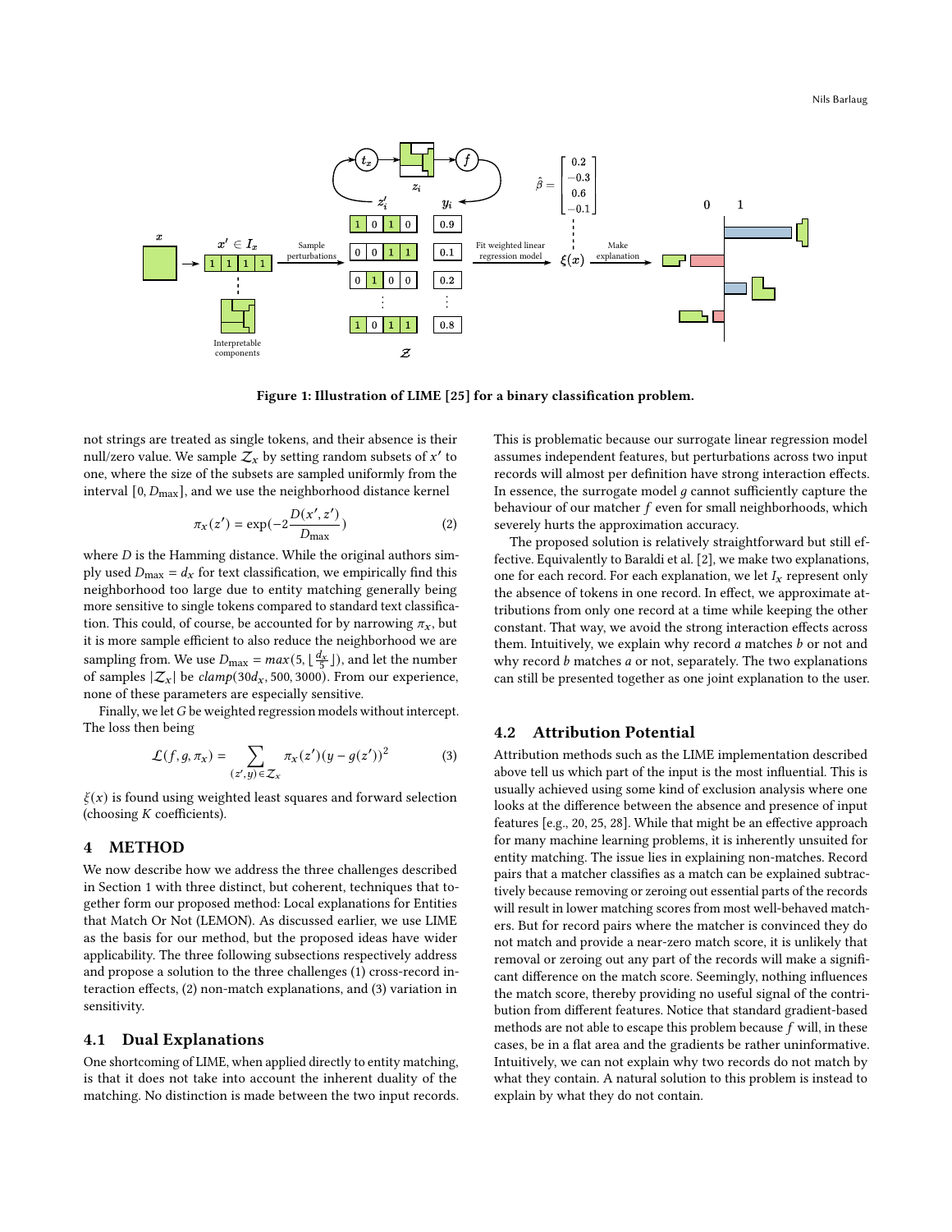Figure 1: Illustration of LIME [25] for a binary classification problem.

not strings are treated as single tokens, and their absence is their null/zero value. We sample $\mathcal{Z}_x$ by setting random subsets of $x'$ to one, where the size of the subsets are sampled uniformly from the interval $[0, D_{\max}]$, and we use the neighborhood distance kernel

$$\pi_x(z') = \exp(-2\frac{D(x', z')}{D_{\max}}) \tag{2}$$

where $D$ is the Hamming distance. While the original authors simply used $D_{\max} = d_x$ for text classification, we empirically find this neighborhood too large due to entity matching generally being more sensitive to single tokens compared to standard text classification. This could, of course, be accounted for by narrowing $\pi_x$, but it is more sample efficient to also reduce the neighborhood we are sampling from. We use $D_{\max} = max(5, \lfloor \frac{d_x}{5} \rfloor)$, and let the number of samples $|\mathcal{Z}_x|$ be $clamp(30d_x, 500, 3000)$. From our experience, none of these parameters are especially sensitive.

Finally, we let $G$ be weighted regression models without intercept. The loss then being

$$\mathcal{L}(f, g, \pi_x) = \sum_{(z', y) \in \mathcal{Z}_x} \pi_x(z')(y - g(z'))^2 \tag{3}$$

$\xi(x)$ is found using weighted least squares and forward selection (choosing $K$ coefficients).

# 4 METHOD

We now describe how we address the three challenges described in Section 1 with three distinct, but coherent, techniques that together form our proposed method: Local explanations for Entities that Match Or Not (LEMON). As discussed earlier, we use LIME as the basis for our method, but the proposed ideas have wider applicability. The three following subsections respectively address and propose a solution to the three challenges (1) cross-record interaction effects, (2) non-match explanations, and (3) variation in sensitivity.

## 4.1 Dual Explanations

One shortcoming of LIME, when applied directly to entity matching, is that it does not take into account the inherent duality of the matching. No distinction is made between the two input records. This is problematic because our surrogate linear regression model assumes independent features, but perturbations across two input records will almost per definition have strong interaction effects. In essence, the surrogate model $g$ cannot sufficiently capture the behaviour of our matcher $f$ even for small neighborhoods, which severely hurts the approximation accuracy.

The proposed solution is relatively straightforward but still effective. Equivalently to Baraldi et al. [2], we make two explanations, one for each record. For each explanation, we let $I_x$ represent only the absence of tokens in one record. In effect, we approximate attributions from only one record at a time while keeping the other constant. That way, we avoid the strong interaction effects across them. Intuitively, we explain why record $a$ matches $b$ or not and why record $b$ matches $a$ or not, separately. The two explanations can still be presented together as one joint explanation to the user.

## 4.2 Attribution Potential

Attribution methods such as the LIME implementation described above tell us which part of the input is the most influential. This is usually achieved using some kind of exclusion analysis where one looks at the difference between the absence and presence of input features [e.g., 20, 25, 28]. While that might be an effective approach for many machine learning problems, it is inherently unsuited for entity matching. The issue lies in explaining non-matches. Record pairs that a matcher classifies as a match can be explained subtractively because removing or zeroing out essential parts of the records will result in lower matching scores from most well-behaved matchers. But for record pairs where the matcher is convinced they do not match and provide a near-zero match score, it is unlikely that removal or zeroing out any part of the records will make a significant difference on the match score. Seemingly, nothing influences the match score, thereby providing no useful signal of the contribution from different features. Notice that standard gradient-based methods are not able to escape this problem because $f$ will, in these cases, be in a flat area and the gradients be rather uninformative. Intuitively, we can not explain why two records do not match by what they contain. A natural solution to this problem is instead to explain by what they do not contain.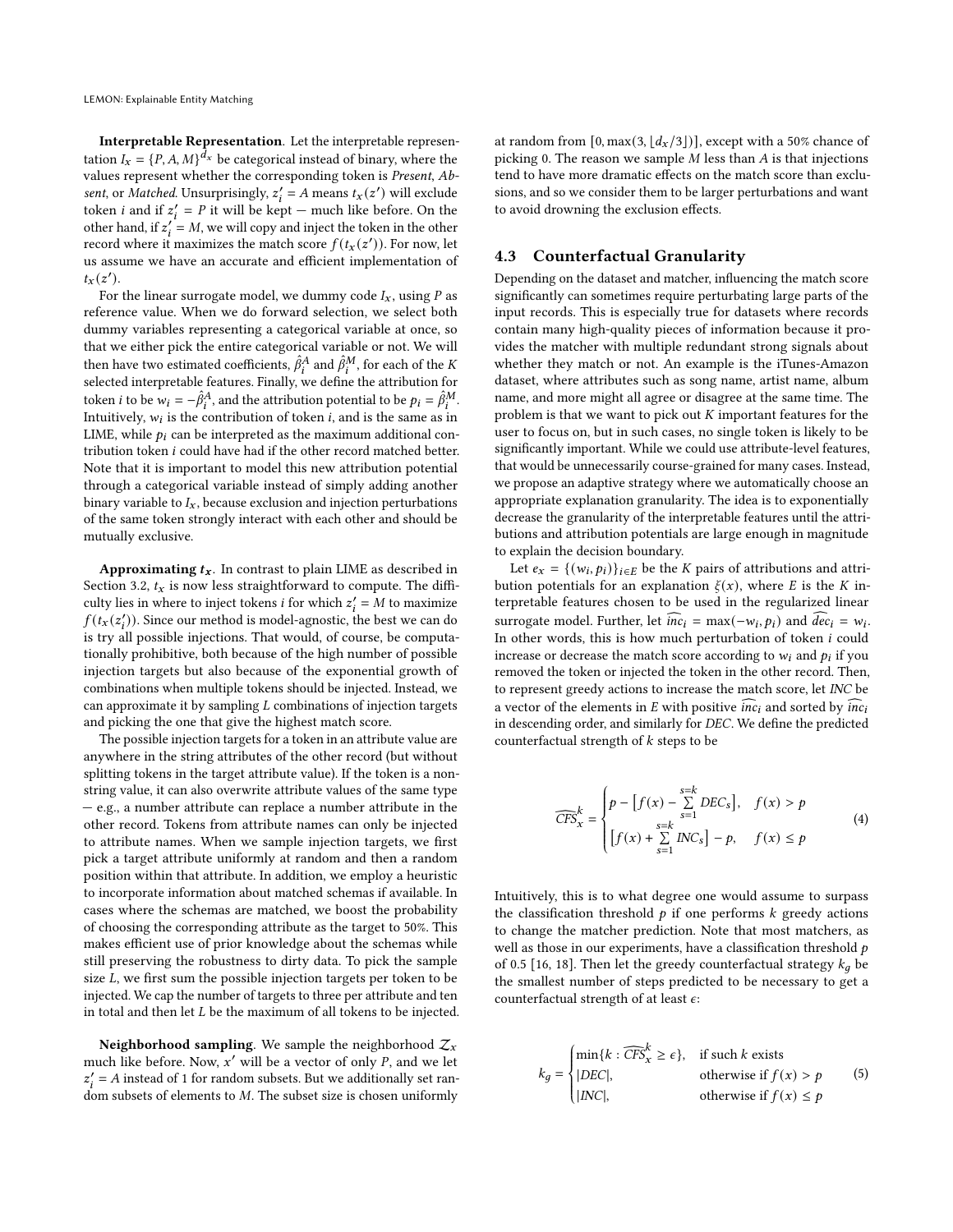**Interpretable Representation**. Let the interpretable representation $I_x = \{P, A, M\}^{d_x}$ be categorical instead of binary, where the values represent whether the corresponding token is *Present*, *Absent*, or *Matched*. Unsurprisingly, $z'_i = A$ means $t_x(z')$ will exclude token $i$ and if $z'_i = P$ it will be kept — much like before. On the other hand, if $z'_i = M$, we will copy and inject the token in the other record where it maximizes the match score $f(t_x(z'))$. For now, let us assume we have an accurate and efficient implementation of $t_x(z')$.

For the linear surrogate model, we dummy code $I_x$, using $P$ as reference value. When we do forward selection, we select both dummy variables representing a categorical variable at once, so that we either pick the entire categorical variable or not. We will then have two estimated coefficients, $\hat{\beta}^A_i$ and $\hat{\beta}^M_i$, for each of the $K$ selected interpretable features. Finally, we define the attribution for token $i$ to be $w_i = -\hat{\beta}^A_i$, and the attribution potential to be $p_i = \hat{\beta}^M_i$. Intuitively, $w_i$ is the contribution of token $i$, and is the same as in LIME, while $p_i$ can be interpreted as the maximum additional contribution token $i$ could have had if the other record matched better. Note that it is important to model this new attribution potential through a categorical variable instead of simply adding another binary variable to $I_x$, because exclusion and injection perturbations of the same token strongly interact with each other and should be mutually exclusive.

**Approximating $t_x$**. In contrast to plain LIME as described in Section 3.2, $t_x$ is now less straightforward to compute. The difficulty lies in where to inject tokens $i$ for which $z'_i = M$ to maximize $f(t_x(z'_i))$. Since our method is model-agnostic, the best we can do is try all possible injections. That would, of course, be computationally prohibitive, both because of the high number of possible injection targets but also because of the exponential growth of combinations when multiple tokens should be injected. Instead, we can approximate it by sampling $L$ combinations of injection targets and picking the one that give the highest match score.

The possible injection targets for a token in an attribute value are anywhere in the string attributes of the other record (but without splitting tokens in the target attribute value). If the token is a non-string value, it can also overwrite attribute values of the same type — e.g., a number attribute can replace a number attribute in the other record. Tokens from attribute names can only be injected to attribute names. When we sample injection targets, we first pick a target attribute uniformly at random and then a random position within that attribute. In addition, we employ a heuristic to incorporate information about matched schemas if available. In cases where the schemas are matched, we boost the probability of choosing the corresponding attribute as the target to 50%. This makes efficient use of prior knowledge about the schemas while still preserving the robustness to dirty data. To pick the sample size $L$, we first sum the possible injection targets per token to be injected. We cap the number of targets to three per attribute and ten in total and then let $L$ be the maximum of all tokens to be injected.

**Neighborhood sampling**. We sample the neighborhood $\mathcal{Z}_x$ much like before. Now, $x'$ will be a vector of only $P$, and we let $z'_i = A$ instead of 1 for random subsets. But we additionally set random subsets of elements to $M$. The subset size is chosen uniformly at random from $[0, \max(3, \lfloor d_x/3 \rfloor)]$, except with a 50% chance of picking 0. The reason we sample $M$ less than $A$ is that injections tend to have more dramatic effects on the match score than exclusions, and so we consider them to be larger perturbations and want to avoid drowning the exclusion effects.

## 4.3 Counterfactual Granularity

Depending on the dataset and matcher, influencing the match score significantly can sometimes require perturbating large parts of the input records. This is especially true for datasets where records contain many high-quality pieces of information because it provides the matcher with multiple redundant strong signals about whether they match or not. An example is the iTunes-Amazon dataset, where attributes such as song name, artist name, album name, and more might all agree or disagree at the same time. The problem is that we want to pick out $K$ important features for the user to focus on, but in such cases, no single token is likely to be significantly important. While we could use attribute-level features, that would be unnecessarily course-grained for many cases. Instead, we propose an adaptive strategy where we automatically choose an appropriate explanation granularity. The idea is to exponentially decrease the granularity of the interpretable features until the attributions and attribution potentials are large enough in magnitude to explain the decision boundary.

Let $e_x = \{(w_i, p_i)\}_{i \in E}$ be the $K$ pairs of attributions and attribution potentials for an explanation $\xi(x)$, where $E$ is the $K$ interpretable features chosen to be used in the regularized linear surrogate model. Further, let $\widehat{inc}_i = \max(-w_i, p_i)$ and $\widehat{dec}_i = w_i$. In other words, this is how much perturbation of token $i$ could increase or decrease the match score according to $w_i$ and $p_i$ if you removed the token or injected the token in the other record. Then, to represent greedy actions to increase the match score, let $INC$ be a vector of the elements in $E$ with positive $\widehat{inc}_i$ and sorted by $\widehat{inc}_i$ in descending order, and similarly for $DEC$. We define the predicted counterfactual strength of $k$ steps to be

$$\widehat{CFS}^k_x = \begin{cases} p - \left[f(x) - \sum\limits_{s=1}^{s=k} DEC_s\right], & f(x) > p \\ \left[f(x) + \sum\limits_{s=1}^{s=k} INC_s\right] - p, & f(x) \leq p \end{cases} \tag{4}$$

Intuitively, this is to what degree one would assume to surpass the classification threshold $p$ if one performs $k$ greedy actions to change the matcher prediction. Note that most matchers, as well as those in our experiments, have a classification threshold $p$ of 0.5 [16, 18]. Then let the greedy counterfactual strategy $k_g$ be the smallest number of steps predicted to be necessary to get a counterfactual strength of at least $\epsilon$:

$$k_g = \begin{cases} \min\{k : \widehat{CFS}^k_x \geq \epsilon\}, & \text{if such } k \text{ exists} \\ |DEC|, & \text{otherwise if } f(x) > p \\ |INC|, & \text{otherwise if } f(x) \leq p \end{cases} \tag{5}$$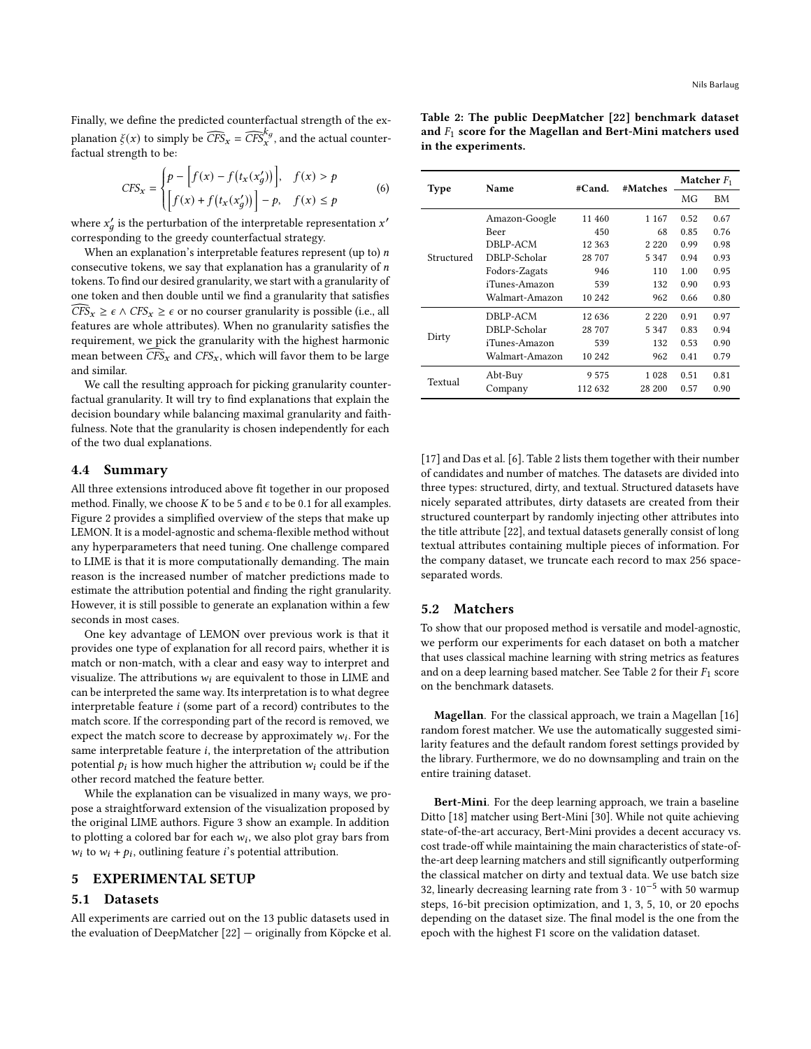Finally, we define the predicted counterfactual strength of the explanation $\xi(x)$ to simply be $\widehat{CFS}_x = \widehat{CFS}_x^{k_g}$, and the actual counterfactual strength to be:

$$CFS_x = \begin{cases} p - \left[f(x) - f\big(t_x(x'_g)\big)\right], & f(x) > p \\ \left[f(x) + f\big(t_x(x'_g)\big)\right] - p, & f(x) \leq p \end{cases} \tag{6}$$

where $x'_g$ is the perturbation of the interpretable representation $x'$ corresponding to the greedy counterfactual strategy.

When an explanation's interpretable features represent (up to) $n$ consecutive tokens, we say that explanation has a granularity of $n$ tokens. To find our desired granularity, we start with a granularity of one token and then double until we find a granularity that satisfies $\widehat{CFS}_x \geq \epsilon \wedge CFS_x \geq \epsilon$ or no courser granularity is possible (i.e., all features are whole attributes). When no granularity satisfies the requirement, we pick the granularity with the highest harmonic mean between $\widehat{CFS}_x$ and $CFS_x$, which will favor them to be large and similar.

We call the resulting approach for picking granularity counterfactual granularity. It will try to find explanations that explain the decision boundary while balancing maximal granularity and faithfulness. Note that the granularity is chosen independently for each of the two dual explanations.

## 4.4 Summary

All three extensions introduced above fit together in our proposed method. Finally, we choose $K$ to be 5 and $\epsilon$ to be 0.1 for all examples. Figure 2 provides a simplified overview of the steps that make up LEMON. It is a model-agnostic and schema-flexible method without any hyperparameters that need tuning. One challenge compared to LIME is that it is more computationally demanding. The main reason is the increased number of matcher predictions made to estimate the attribution potential and finding the right granularity. However, it is still possible to generate an explanation within a few seconds in most cases.

One key advantage of LEMON over previous work is that it provides one type of explanation for all record pairs, whether it is match or non-match, with a clear and easy way to interpret and visualize. The attributions $w_i$ are equivalent to those in LIME and can be interpreted the same way. Its interpretation is to what degree interpretable feature $i$ (some part of a record) contributes to the match score. If the corresponding part of the record is removed, we expect the match score to decrease by approximately $w_i$. For the same interpretable feature $i$, the interpretation of the attribution potential $p_i$ is how much higher the attribution $w_i$ could be if the other record matched the feature better.

While the explanation can be visualized in many ways, we propose a straightforward extension of the visualization proposed by the original LIME authors. Figure 3 show an example. In addition to plotting a colored bar for each $w_i$, we also plot gray bars from $w_i$ to $w_i + p_i$, outlining feature $i$'s potential attribution.

# 5 EXPERIMENTAL SETUP

## 5.1 Datasets

All experiments are carried out on the 13 public datasets used in the evaluation of DeepMatcher [22] — originally from Köpcke et al. [17] and Das et al. [6]. Table 2 lists them together with their number of candidates and number of matches. The datasets are divided into three types: structured, dirty, and textual. Structured datasets have nicely separated attributes, dirty datasets are created from their structured counterpart by randomly injecting other attributes into the title attribute [22], and textual datasets generally consist of long textual attributes containing multiple pieces of information. For the company dataset, we truncate each record to max 256 space-separated words.

**Table 2: The public DeepMatcher [22] benchmark dataset and $F_1$ score for the Magellan and Bert-Mini matchers used in the experiments.**

| Type | Name | #Cand. | #Matches | Matcher $F_1$ | |
|---|---|---|---|---|---|
| | | | | MG | BM |
| Structured | Amazon-Google | 11 460 | 1 167 | 0.52 | 0.67 |
| | Beer | 450 | 68 | 0.85 | 0.76 |
| | DBLP-ACM | 12 363 | 2 220 | 0.99 | 0.98 |
| | DBLP-Scholar | 28 707 | 5 347 | 0.94 | 0.93 |
| | Fodors-Zagats | 946 | 110 | 1.00 | 0.95 |
| | iTunes-Amazon | 539 | 132 | 0.90 | 0.93 |
| | Walmart-Amazon | 10 242 | 962 | 0.66 | 0.80 |
| Dirty | DBLP-ACM | 12 636 | 2 220 | 0.91 | 0.97 |
| | DBLP-Scholar | 28 707 | 5 347 | 0.83 | 0.94 |
| | iTunes-Amazon | 539 | 132 | 0.53 | 0.90 |
| | Walmart-Amazon | 10 242 | 962 | 0.41 | 0.79 |
| Textual | Abt-Buy | 9 575 | 1 028 | 0.51 | 0.81 |
| | Company | 112 632 | 28 200 | 0.57 | 0.90 |

## 5.2 Matchers

To show that our proposed method is versatile and model-agnostic, we perform our experiments for each dataset on both a matcher that uses classical machine learning with string metrics as features and on a deep learning based matcher. See Table 2 for their $F_1$ score on the benchmark datasets.

**Magellan**. For the classical approach, we train a Magellan [16] random forest matcher. We use the automatically suggested similarity features and the default random forest settings provided by the library. Furthermore, we do no downsampling and train on the entire training dataset.

**Bert-Mini**. For the deep learning approach, we train a baseline Ditto [18] matcher using Bert-Mini [30]. While not quite achieving state-of-the-art accuracy, Bert-Mini provides a decent accuracy vs. cost trade-off while maintaining the main characteristics of state-of-the-art deep learning matchers and still significantly outperforming the classical matcher on dirty and textual data. We use batch size 32, linearly decreasing learning rate from $3 \cdot 10^{-5}$ with 50 warmup steps, 16-bit precision optimization, and 1, 3, 5, 10, or 20 epochs depending on the dataset size. The final model is the one from the epoch with the highest F1 score on the validation dataset.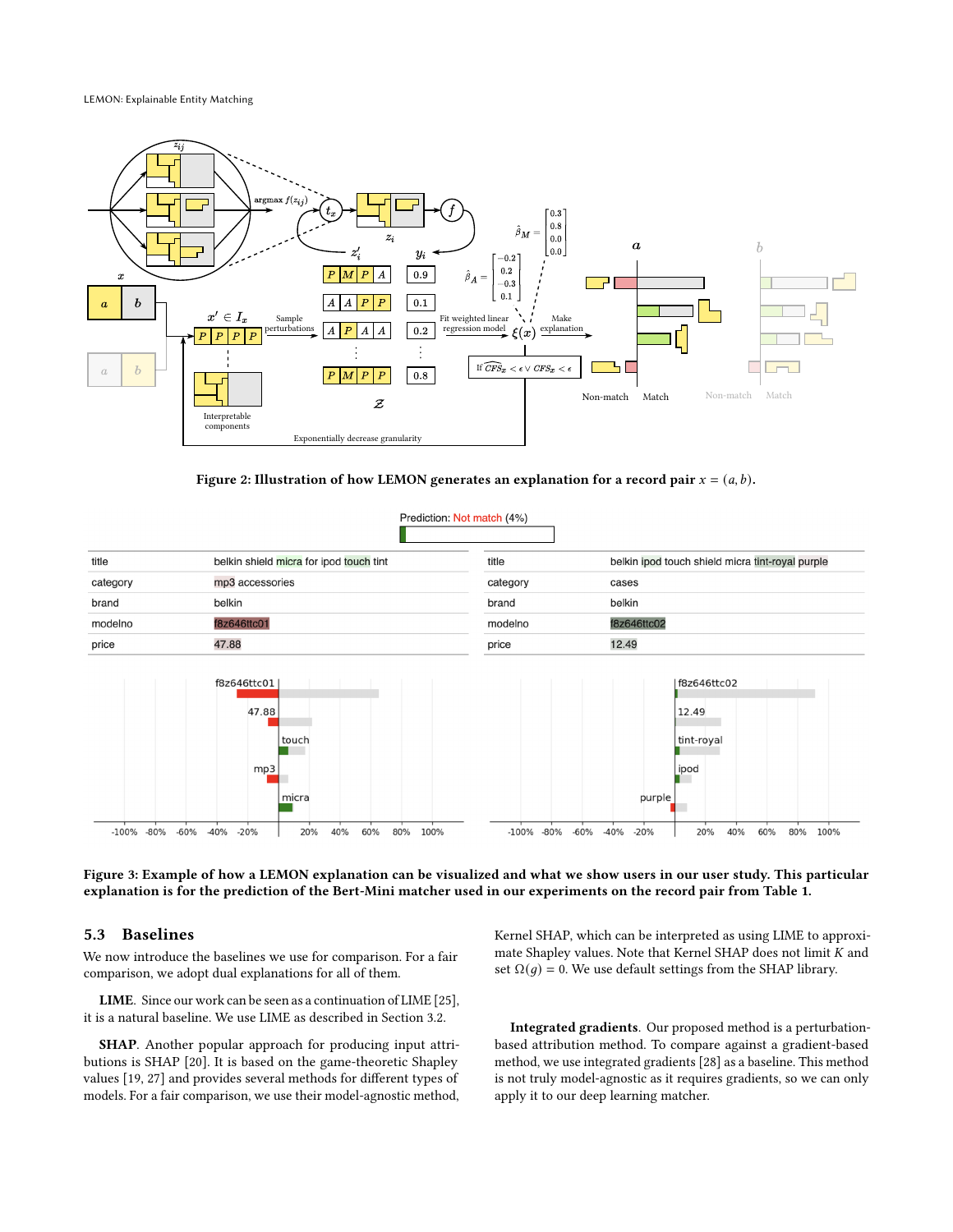**Figure 2: Illustration of how LEMON generates an explanation for a record pair $x = (a, b)$.**

**Figure 3: Example of how a LEMON explanation can be visualized and what we show users in our user study. This particular explanation is for the prediction of the Bert-Mini matcher used in our experiments on the record pair from Table 1.**

### 5.3 Baselines

We now introduce the baselines we use for comparison. For a fair comparison, we adopt dual explanations for all of them.

**LIME.** Since our work can be seen as a continuation of LIME [25], it is a natural baseline. We use LIME as described in Section 3.2.

**SHAP.** Another popular approach for producing input attributions is SHAP [20]. It is based on the game-theoretic Shapley values [19, 27] and provides several methods for different types of models. For a fair comparison, we use their model-agnostic method, Kernel SHAP, which can be interpreted as using LIME to approximate Shapley values. Note that Kernel SHAP does not limit $K$ and set $\Omega(g) = 0$. We use default settings from the SHAP library.

**Integrated gradients.** Our proposed method is a perturbation-based attribution method. To compare against a gradient-based method, we use integrated gradients [28] as a baseline. This method is not truly model-agnostic as it requires gradients, so we can only apply it to our deep learning matcher.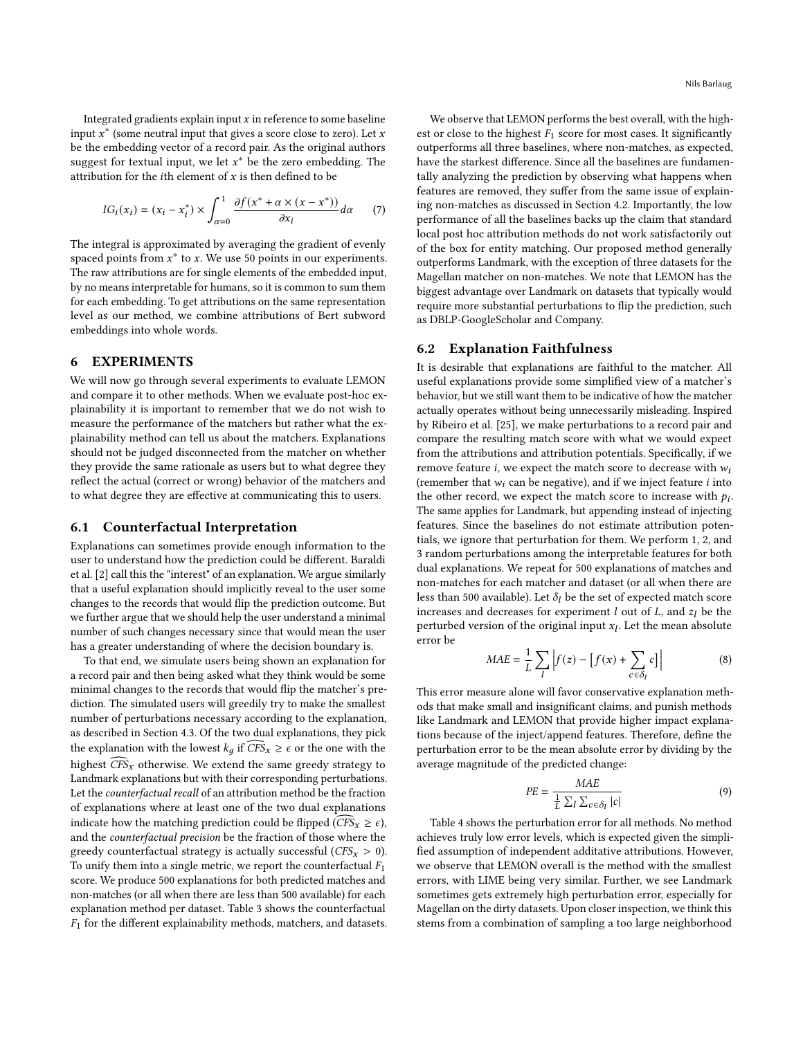Integrated gradients explain input $x$ in reference to some baseline input $x^*$ (some neutral input that gives a score close to zero). Let $x$ be the embedding vector of a record pair. As the original authors suggest for textual input, we let $x^*$ be the zero embedding. The attribution for the $i$th element of $x$ is then defined to be

$$IG_i(x_i) = (x_i - x_i^*) \times \int_{\alpha=0}^{1} \frac{\partial f(x^* + \alpha \times (x - x^*))}{\partial x_i} d\alpha \qquad (7)$$

The integral is approximated by averaging the gradient of evenly spaced points from $x^*$ to $x$. We use 50 points in our experiments. The raw attributions are for single elements of the embedded input, by no means interpretable for humans, so it is common to sum them for each embedding. To get attributions on the same representation level as our method, we combine attributions of Bert subword embeddings into whole words.

## 6 EXPERIMENTS

We will now go through several experiments to evaluate LEMON and compare it to other methods. When we evaluate post-hoc explainability it is important to remember that we do not wish to measure the performance of the matchers but rather what the explainability method can tell us about the matchers. Explanations should not be judged disconnected from the matcher on whether they provide the same rationale as users but to what degree they reflect the actual (correct or wrong) behavior of the matchers and to what degree they are effective at communicating this to users.

### 6.1 Counterfactual Interpretation

Explanations can sometimes provide enough information to the user to understand how the prediction could be different. Baraldi et al. [2] call this the "interest" of an explanation. We argue similarly that a useful explanation should implicitly reveal to the user some changes to the records that would flip the prediction outcome. But we further argue that we should help the user understand a minimal number of such changes necessary since that would mean the user has a greater understanding of where the decision boundary is.

To that end, we simulate users being shown an explanation for a record pair and then being asked what they think would be some minimal changes to the records that would flip the matcher's prediction. The simulated users will greedily try to make the smallest number of perturbations necessary according to the explanation, as described in Section 4.3. Of the two dual explanations, they pick the explanation with the lowest $k_g$ if $\widehat{CFS}_x \geq \epsilon$ or the one with the highest $\widehat{CFS}_x$ otherwise. We extend the same greedy strategy to Landmark explanations but with their corresponding perturbations. Let the *counterfactual recall* of an attribution method be the fraction of explanations where at least one of the two dual explanations indicate how the matching prediction could be flipped ($\widehat{CFS}_x \geq \epsilon$), and the *counterfactual precision* be the fraction of those where the greedy counterfactual strategy is actually successful ($CFS_x > 0$). To unify them into a single metric, we report the counterfactual $F_1$ score. We produce 500 explanations for both predicted matches and non-matches (or all when there are less than 500 available) for each explanation method per dataset. Table 3 shows the counterfactual $F_1$ for the different explainability methods, matchers, and datasets.

We observe that LEMON performs the best overall, with the highest or close to the highest $F_1$ score for most cases. It significantly outperforms all three baselines, where non-matches, as expected, have the starkest difference. Since all the baselines are fundamentally analyzing the prediction by observing what happens when features are removed, they suffer from the same issue of explaining non-matches as discussed in Section 4.2. Importantly, the low performance of all the baselines backs up the claim that standard local post hoc attribution methods do not work satisfactorily out of the box for entity matching. Our proposed method generally outperforms Landmark, with the exception of three datasets for the Magellan matcher on non-matches. We note that LEMON has the biggest advantage over Landmark on datasets that typically would require more substantial perturbations to flip the prediction, such as DBLP-GoogleScholar and Company.

### 6.2 Explanation Faithfulness

It is desirable that explanations are faithful to the matcher. All useful explanations provide some simplified view of a matcher's behavior, but we still want them to be indicative of how the matcher actually operates without being unnecessarily misleading. Inspired by Ribeiro et al. [25], we make perturbations to a record pair and compare the resulting match score with what we would expect from the attributions and attribution potentials. Specifically, if we remove feature $i$, we expect the match score to decrease with $w_i$ (remember that $w_i$ can be negative), and if we inject feature $i$ into the other record, we expect the match score to increase with $p_i$. The same applies for Landmark, but appending instead of injecting features. Since the baselines do not estimate attribution potentials, we ignore that perturbation for them. We perform 1, 2, and 3 random perturbations among the interpretable features for both dual explanations. We repeat for 500 explanations of matches and non-matches for each matcher and dataset (or all when there are less than 500 available). Let $\delta_l$ be the set of expected match score increases and decreases for experiment $l$ out of $L$, and $z_l$ be the perturbed version of the original input $x_l$. Let the mean absolute error be

$$MAE = \frac{1}{L} \sum_{l} \left| f(z) - \left[ f(x) + \sum_{c \in \delta_l} c \right] \right| \qquad (8)$$

This error measure alone will favor conservative explanation methods that make small and insignificant claims, and punish methods like Landmark and LEMON that provide higher impact explanations because of the inject/append features. Therefore, define the perturbation error to be the mean absolute error by dividing by the average magnitude of the predicted change:

$$PE = \frac{MAE}{\frac{1}{L} \sum_{l} \sum_{c \in \delta_l} |c|} \qquad (9)$$

Table 4 shows the perturbation error for all methods. No method achieves truly low error levels, which is expected given the simplified assumption of independent additative attributions. However, we observe that LEMON overall is the method with the smallest errors, with LIME being very similar. Further, we see Landmark sometimes gets extremely high perturbation error, especially for Magellan on the dirty datasets. Upon closer inspection, we think this stems from a combination of sampling a too large neighborhood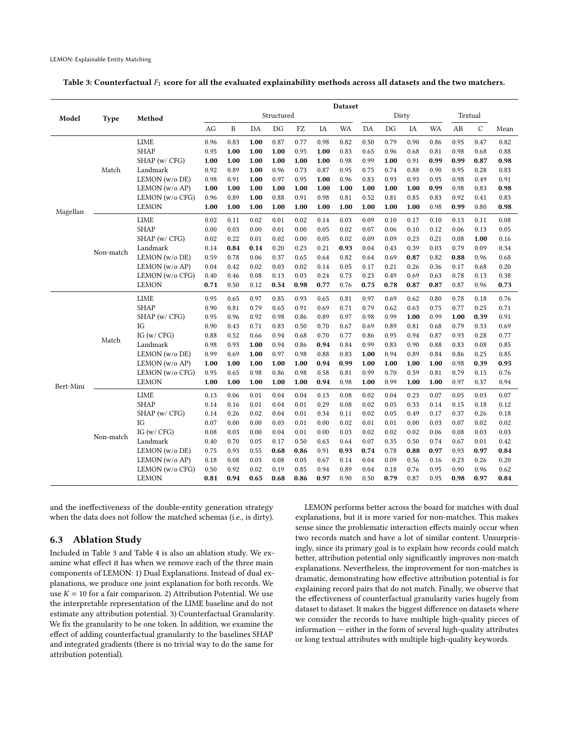**Table 3: Counterfactual $F_1$ score for all the evaluated explainability methods across all datasets and the two matchers.**

| Model | Type | Method | Dataset | | | | | | | | | | | | | |
|---|---|---|---|---|---|---|---|---|---|---|---|---|---|---|---|---|
| | | | Structured | | | | | | | Dirty | | | | Textual | | Mean |
| | | | AG | B | DA | DG | FZ | IA | WA | DA | DG | IA | WA | AB | C | |
| Magellan | Match | LIME | 0.96 | 0.83 | **1.00** | 0.87 | 0.77 | 0.98 | 0.82 | 0.50 | 0.79 | 0.90 | 0.86 | 0.95 | 0.47 | 0.82 |
| | | SHAP | 0.95 | **1.00** | **1.00** | **1.00** | 0.95 | **1.00** | 0.83 | 0.65 | 0.96 | 0.68 | 0.81 | 0.98 | 0.68 | 0.88 |
| | | SHAP (w/ CFG) | **1.00** | **1.00** | **1.00** | **1.00** | **1.00** | **1.00** | 0.98 | 0.99 | **1.00** | 0.91 | **0.99** | **0.99** | **0.87** | **0.98** |
| | | Landmark | 0.92 | 0.89 | **1.00** | 0.96 | 0.73 | 0.87 | 0.95 | 0.75 | 0.74 | 0.88 | 0.90 | 0.95 | 0.28 | 0.83 |
| | | LEMON (w/o DE) | 0.98 | 0.91 | **1.00** | 0.97 | 0.95 | **1.00** | 0.96 | 0.83 | 0.93 | 0.93 | 0.95 | 0.98 | 0.49 | 0.91 |
| | | LEMON (w/o AP) | **1.00** | **1.00** | **1.00** | **1.00** | **1.00** | **1.00** | **1.00** | **1.00** | **1.00** | **1.00** | **0.99** | 0.98 | 0.83 | **0.98** |
| | | LEMON (w/o CFG) | 0.96 | 0.89 | **1.00** | 0.88 | 0.91 | 0.98 | 0.81 | 0.52 | 0.81 | 0.85 | 0.83 | 0.92 | 0.41 | 0.83 |
| | | LEMON | **1.00** | **1.00** | **1.00** | **1.00** | **1.00** | **1.00** | **1.00** | **1.00** | **1.00** | **1.00** | 0.98 | **0.99** | 0.80 | **0.98** |
| | Non-match | LIME | 0.02 | 0.11 | 0.02 | 0.01 | 0.02 | 0.14 | 0.03 | 0.09 | 0.10 | 0.17 | 0.10 | 0.13 | 0.11 | 0.08 |
| | | SHAP | 0.00 | 0.03 | 0.00 | 0.01 | 0.00 | 0.05 | 0.02 | 0.07 | 0.06 | 0.10 | 0.12 | 0.06 | 0.13 | 0.05 |
| | | SHAP (w/ CFG) | 0.02 | 0.22 | 0.01 | 0.02 | 0.00 | 0.05 | 0.02 | 0.09 | 0.09 | 0.23 | 0.21 | 0.08 | **1.00** | 0.16 |
| | | Landmark | 0.14 | **0.84** | **0.14** | 0.20 | 0.23 | 0.21 | **0.93** | 0.04 | 0.43 | 0.39 | 0.03 | 0.79 | 0.09 | 0.34 |
| | | LEMON (w/o DE) | 0.59 | 0.78 | 0.06 | 0.37 | 0.65 | 0.64 | 0.82 | 0.64 | 0.69 | **0.87** | 0.82 | **0.88** | 0.96 | 0.68 |
| | | LEMON (w/o AP) | 0.04 | 0.42 | 0.02 | 0.03 | 0.02 | 0.14 | 0.05 | 0.17 | 0.21 | 0.26 | 0.36 | 0.17 | 0.68 | 0.20 |
| | | LEMON (w/o CFG) | 0.40 | 0.46 | 0.08 | 0.13 | 0.03 | 0.24 | 0.73 | 0.23 | 0.49 | 0.69 | 0.63 | 0.78 | 0.13 | 0.38 |
| | | LEMON | **0.71** | 0.50 | 0.12 | **0.54** | **0.98** | **0.77** | 0.76 | **0.75** | **0.78** | **0.87** | **0.87** | 0.87 | 0.96 | **0.73** |
| Bert-Mini | Match | LIME | 0.95 | 0.65 | 0.97 | 0.85 | 0.93 | 0.65 | 0.81 | 0.97 | 0.69 | 0.62 | 0.80 | 0.78 | 0.18 | 0.76 |
| | | SHAP | 0.90 | 0.81 | 0.79 | 0.65 | 0.91 | 0.69 | 0.71 | 0.79 | 0.62 | 0.63 | 0.75 | 0.77 | 0.25 | 0.71 |
| | | SHAP (w/ CFG) | 0.95 | 0.96 | 0.92 | 0.98 | 0.86 | 0.89 | 0.97 | 0.98 | 0.99 | **1.00** | 0.99 | **1.00** | **0.39** | 0.91 |
| | | IG | 0.90 | 0.43 | 0.71 | 0.83 | 0.50 | 0.70 | 0.67 | 0.69 | 0.89 | 0.81 | 0.68 | 0.79 | 0.33 | 0.69 |
| | | IG (w/ CFG) | 0.88 | 0.52 | 0.66 | 0.94 | 0.68 | 0.70 | 0.77 | 0.86 | 0.95 | 0.94 | 0.87 | 0.93 | 0.28 | 0.77 |
| | | Landmark | 0.98 | 0.93 | **1.00** | 0.94 | 0.86 | **0.94** | 0.84 | 0.99 | 0.83 | 0.90 | 0.88 | 0.83 | 0.08 | 0.85 |
| | | LEMON (w/o DE) | 0.99 | 0.69 | **1.00** | 0.97 | 0.98 | 0.88 | 0.83 | **1.00** | 0.94 | 0.89 | 0.84 | 0.86 | 0.25 | 0.85 |
| | | LEMON (w/o AP) | **1.00** | **1.00** | **1.00** | **1.00** | **1.00** | **0.94** | **0.99** | **1.00** | **1.00** | **1.00** | **1.00** | 0.98 | **0.39** | **0.95** |
| | | LEMON (w/o CFG) | 0.95 | 0.65 | 0.98 | 0.86 | 0.98 | 0.58 | 0.81 | 0.99 | 0.70 | 0.59 | 0.81 | 0.79 | 0.15 | 0.76 |
| | | LEMON | **1.00** | **1.00** | **1.00** | **1.00** | **1.00** | **0.94** | 0.98 | **1.00** | 0.99 | **1.00** | **1.00** | 0.97 | 0.37 | 0.94 |
| | Non-match | LIME | 0.13 | 0.06 | 0.01 | 0.04 | 0.04 | 0.13 | 0.08 | 0.02 | 0.04 | 0.23 | 0.07 | 0.05 | 0.03 | 0.07 |
| | | SHAP | 0.14 | 0.16 | 0.01 | 0.04 | 0.01 | 0.29 | 0.08 | 0.02 | 0.05 | 0.33 | 0.14 | 0.15 | 0.18 | 0.12 |
| | | SHAP (w/ CFG) | 0.14 | 0.26 | 0.02 | 0.04 | 0.01 | 0.34 | 0.11 | 0.02 | 0.05 | 0.49 | 0.17 | 0.37 | 0.26 | 0.18 |
| | | IG | 0.07 | 0.00 | 0.00 | 0.03 | 0.01 | 0.00 | 0.02 | 0.01 | 0.01 | 0.00 | 0.03 | 0.07 | 0.02 | 0.02 |
| | | IG (w/ CFG) | 0.08 | 0.03 | 0.00 | 0.04 | 0.01 | 0.00 | 0.03 | 0.02 | 0.02 | 0.02 | 0.06 | 0.08 | 0.03 | 0.03 |
| | | Landmark | 0.40 | 0.70 | 0.05 | 0.17 | 0.50 | 0.63 | 0.64 | 0.07 | 0.35 | 0.50 | 0.74 | 0.67 | 0.01 | 0.42 |
| | | LEMON (w/o DE) | 0.75 | 0.93 | 0.55 | **0.68** | **0.86** | 0.91 | **0.93** | **0.74** | 0.78 | **0.88** | **0.97** | 0.93 | **0.97** | **0.84** |
| | | LEMON (w/o AP) | 0.18 | 0.08 | 0.03 | 0.08 | 0.05 | 0.67 | 0.14 | 0.04 | 0.09 | 0.56 | 0.16 | 0.23 | 0.26 | 0.20 |
| | | LEMON (w/o CFG) | 0.50 | 0.92 | 0.02 | 0.19 | 0.85 | 0.94 | 0.89 | 0.04 | 0.18 | 0.76 | 0.95 | 0.90 | 0.96 | 0.62 |
| | | LEMON | **0.81** | **0.94** | **0.65** | **0.68** | **0.86** | **0.97** | 0.90 | 0.50 | **0.79** | 0.87 | 0.95 | **0.98** | **0.97** | **0.84** |

and the ineffectiveness of the double-entity generation strategy when the data does not follow the matched schemas (i.e., is dirty).

## 6.3 Ablation Study

Included in Table 3 and Table 4 is also an ablation study. We examine what effect it has when we remove each of the three main components of LEMON: 1) Dual Explanations. Instead of dual explanations, we produce one joint explanation for both records. We use $K = 10$ for a fair comparison. 2) Attribution Potential. We use the interpretable representation of the LIME baseline and do not estimate any attribution potential. 3) Counterfactual Granularity. We fix the granularity to be one token. In addition, we examine the effect of adding counterfactual granularity to the baselines SHAP and integrated gradients (there is no trivial way to do the same for attribution potential).

LEMON performs better across the board for matches with dual explanations, but it is more varied for non-matches. This makes sense since the problematic interaction effects mainly occur when two records match and have a lot of similar content. Unsurprisingly, since its primary goal is to explain how records could match better, attribution potential only significantly improves non-match explanations. Nevertheless, the improvement for non-matches is dramatic, demonstrating how effective attribution potential is for explaining record pairs that do not match. Finally, we observe that the effectiveness of counterfactual granularity varies hugely from dataset to dataset. It makes the biggest difference on datasets where we consider the records to have multiple high-quality pieces of information — either in the form of several high-quality attributes or long textual attributes with multiple high-quality keywords.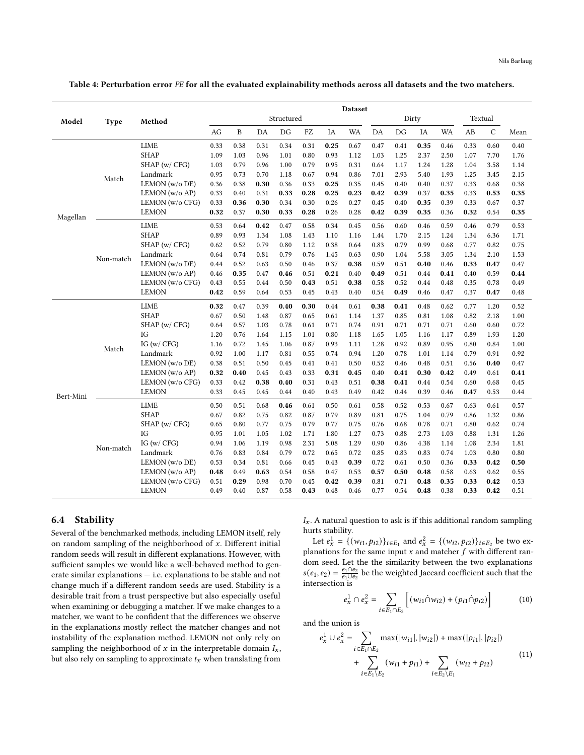**Table 4: Perturbation error *PE* for all the evaluated explainability methods across all datasets and the two matchers.**

| Model | Type | Method | Dataset | | | | | | | | | | | | | |
|---|---|---|---|---|---|---|---|---|---|---|---|---|---|---|---|---|
| | | | Structured | | | | | | | Dirty | | | | Textual | | |
| | | | AG | B | DA | DG | FZ | IA | WA | DA | DG | IA | WA | AB | C | Mean |
| Magellan | Match | LIME | 0.33 | 0.38 | 0.31 | 0.34 | 0.31 | **0.25** | 0.67 | 0.47 | 0.41 | **0.35** | 0.46 | 0.33 | 0.60 | 0.40 |
| | | SHAP | 1.09 | 1.03 | 0.96 | 1.01 | 0.80 | 0.93 | 1.12 | 1.03 | 1.25 | 2.37 | 2.50 | 1.07 | 7.70 | 1.76 |
| | | SHAP (w/ CFG) | 1.03 | 0.79 | 0.96 | 1.00 | 0.79 | 0.95 | 0.31 | 0.64 | 1.17 | 1.24 | 1.28 | 1.04 | 3.58 | 1.14 |
| | | Landmark | 0.95 | 0.73 | 0.70 | 1.18 | 0.67 | 0.94 | 0.86 | 7.01 | 2.93 | 5.40 | 1.93 | 1.25 | 3.45 | 2.15 |
| | | LEMON (w/o DE) | 0.36 | 0.38 | **0.30** | 0.36 | 0.33 | **0.25** | 0.35 | 0.45 | 0.40 | 0.40 | 0.37 | 0.33 | 0.68 | 0.38 |
| | | LEMON (w/o AP) | 0.33 | 0.40 | 0.31 | **0.33** | **0.28** | **0.25** | **0.23** | **0.42** | **0.39** | 0.37 | **0.35** | 0.33 | **0.53** | **0.35** |
| | | LEMON (w/o CFG) | 0.33 | **0.36** | **0.30** | 0.34 | 0.30 | 0.26 | 0.27 | 0.45 | 0.40 | **0.35** | 0.39 | 0.33 | 0.67 | 0.37 |
| | | LEMON | **0.32** | 0.37 | **0.30** | **0.33** | **0.28** | 0.26 | 0.28 | **0.42** | **0.39** | **0.35** | 0.36 | **0.32** | 0.54 | **0.35** |
| | Non-match | LIME | 0.53 | 0.64 | **0.42** | 0.47 | 0.58 | 0.34 | 0.45 | 0.56 | 0.60 | 0.46 | 0.59 | 0.46 | 0.79 | 0.53 |
| | | SHAP | 0.89 | 0.93 | 1.34 | 1.08 | 1.43 | 1.10 | 1.16 | 1.44 | 1.70 | 2.15 | 1.24 | 1.34 | 6.36 | 1.71 |
| | | SHAP (w/ CFG) | 0.62 | 0.52 | 0.79 | 0.80 | 1.12 | 0.38 | 0.64 | 0.83 | 0.79 | 0.99 | 0.68 | 0.77 | 0.82 | 0.75 |
| | | Landmark | 0.64 | 0.74 | 0.81 | 0.79 | 0.76 | 1.45 | 0.63 | 0.90 | 1.04 | 5.58 | 3.05 | 1.34 | 2.10 | 1.53 |
| | | LEMON (w/o DE) | 0.44 | 0.52 | 0.63 | 0.50 | 0.46 | 0.37 | **0.38** | 0.59 | 0.51 | **0.40** | 0.46 | **0.33** | **0.47** | 0.47 |
| | | LEMON (w/o AP) | 0.46 | **0.35** | 0.47 | **0.46** | 0.51 | **0.21** | 0.40 | **0.49** | 0.51 | 0.44 | **0.41** | 0.40 | 0.59 | **0.44** |
| | | LEMON (w/o CFG) | 0.43 | 0.55 | 0.44 | 0.50 | **0.43** | 0.51 | **0.38** | 0.58 | 0.52 | 0.44 | 0.48 | 0.35 | 0.78 | 0.49 |
| | | LEMON | **0.42** | 0.59 | 0.64 | 0.53 | 0.45 | 0.43 | 0.40 | 0.54 | **0.49** | 0.46 | 0.47 | 0.37 | **0.47** | 0.48 |
| Bert-Mini | Match | LIME | **0.32** | 0.47 | 0.39 | **0.40** | **0.30** | 0.44 | 0.61 | **0.38** | **0.41** | 0.48 | 0.62 | 0.77 | 1.20 | 0.52 |
| | | SHAP | 0.67 | 0.50 | 1.48 | 0.87 | 0.65 | 0.61 | 1.14 | 1.37 | 0.85 | 0.81 | 1.08 | 0.82 | 2.18 | 1.00 |
| | | SHAP (w/ CFG) | 0.64 | 0.57 | 1.03 | 0.78 | 0.61 | 0.71 | 0.74 | 0.91 | 0.71 | 0.71 | 0.71 | 0.60 | 0.60 | 0.72 |
| | | IG | 1.20 | 0.76 | 1.64 | 1.15 | 1.01 | 0.80 | 1.18 | 1.65 | 1.05 | 1.16 | 1.17 | 0.89 | 1.93 | 1.20 |
| | | IG (w/ CFG) | 1.16 | 0.72 | 1.45 | 1.06 | 0.87 | 0.93 | 1.11 | 1.28 | 0.92 | 0.89 | 0.95 | 0.80 | 0.84 | 1.00 |
| | | Landmark | 0.92 | 1.00 | 1.17 | 0.81 | 0.55 | 0.74 | 0.94 | 1.20 | 0.78 | 1.01 | 1.14 | 0.79 | 0.91 | 0.92 |
| | | LEMON (w/o DE) | 0.38 | 0.51 | 0.50 | 0.45 | 0.41 | 0.41 | 0.50 | 0.52 | 0.46 | 0.48 | 0.51 | 0.56 | **0.40** | 0.47 |
| | | LEMON (w/o AP) | **0.32** | **0.40** | 0.45 | 0.43 | 0.33 | **0.31** | **0.45** | 0.40 | **0.41** | **0.30** | **0.42** | 0.49 | 0.61 | **0.41** |
| | | LEMON (w/o CFG) | 0.33 | 0.42 | **0.38** | **0.40** | 0.31 | 0.43 | 0.51 | **0.38** | **0.41** | 0.44 | 0.54 | 0.60 | 0.68 | 0.45 |
| | | LEMON | 0.33 | 0.45 | 0.45 | 0.44 | 0.40 | 0.43 | 0.49 | 0.42 | 0.44 | 0.39 | 0.46 | **0.47** | 0.53 | 0.44 |
| | Non-match | LIME | 0.50 | 0.51 | 0.68 | **0.46** | 0.61 | 0.50 | 0.61 | 0.58 | 0.52 | 0.53 | 0.67 | 0.63 | 0.61 | 0.57 |
| | | SHAP | 0.67 | 0.82 | 0.75 | 0.82 | 0.87 | 0.79 | 0.89 | 0.81 | 0.75 | 1.04 | 0.79 | 0.86 | 1.32 | 0.86 |
| | | SHAP (w/ CFG) | 0.65 | 0.80 | 0.77 | 0.75 | 0.79 | 0.77 | 0.75 | 0.76 | 0.68 | 0.78 | 0.71 | 0.80 | 0.62 | 0.74 |
| | | IG | 0.95 | 1.01 | 1.05 | 1.02 | 1.71 | 1.80 | 1.27 | 0.73 | 0.88 | 2.73 | 1.03 | 0.88 | 1.31 | 1.26 |
| | | IG (w/ CFG) | 0.94 | 1.06 | 1.19 | 0.98 | 2.31 | 5.08 | 1.29 | 0.90 | 0.86 | 4.38 | 1.14 | 1.08 | 2.34 | 1.81 |
| | | Landmark | 0.76 | 0.83 | 0.84 | 0.79 | 0.72 | 0.65 | 0.72 | 0.85 | 0.83 | 0.83 | 0.74 | 1.03 | 0.80 | 0.80 |
| | | LEMON (w/o DE) | 0.53 | 0.34 | 0.81 | 0.66 | 0.45 | 0.43 | **0.39** | 0.72 | 0.61 | 0.50 | 0.36 | **0.33** | **0.42** | **0.50** |
| | | LEMON (w/o AP) | **0.48** | 0.49 | **0.63** | 0.54 | 0.58 | 0.47 | 0.53 | **0.57** | **0.50** | **0.48** | 0.58 | 0.63 | 0.62 | 0.55 |
| | | LEMON (w/o CFG) | 0.51 | **0.29** | 0.98 | 0.70 | 0.45 | **0.42** | **0.39** | 0.81 | 0.71 | **0.48** | **0.35** | **0.33** | **0.42** | 0.53 |
| | | LEMON | 0.49 | 0.40 | 0.87 | 0.58 | **0.43** | 0.48 | 0.46 | 0.77 | 0.54 | **0.48** | 0.38 | **0.33** | **0.42** | 0.51 |

### 6.4 Stability

Several of the benchmarked methods, including LEMON itself, rely on random sampling of the neighborhood of $x$. Different initial random seeds will result in different explanations. However, with sufficient samples we would like a well-behaved method to generate similar explanations — i.e. explanations to be stable and not change much if a different random seeds are used. Stability is a desirable trait from a trust perspective but also especially useful when examining or debugging a matcher. If we make changes to a matcher, we want to be confident that the differences we observe in the explanations mostly reflect the matcher changes and not instability of the explanation method. LEMON not only rely on sampling the neighborhood of $x$ in the interpretable domain $I_x$, but also rely on sampling to approximate $t_x$ when translating from $I_x$. A natural question to ask is if this additional random sampling hurts stability.

Let $e_x^1 = \{(w_{i1}, p_{i2})\}_{i \in E_1}$ and $e_x^2 = \{(w_{i2}, p_{i2})\}_{i \in E_2}$ be two explanations for the same input $x$ and matcher $f$ with different random seed. Let the the similarity between the two explanations $s(e_1, e_2) = \frac{e_1 \cap e_2}{e_1 \cup e_2}$ be the weighted Jaccard coefficient such that the intersection is

$$e_x^1 \cap e_x^2 = \sum_{i \in E_1 \cap E_2} \left[ (w_{i1} \dot{\cap} w_{i2}) + (p_{i1} \dot{\cap} p_{i2}) \right] \tag{10}$$

and the union is

$$e_x^1 \cup e_x^2 = \sum_{i \in E_1 \cap E_2} \max(|w_{i1}|, |w_{i2}|) + \max(|p_{i1}|, |p_{i2}|) + \sum_{i \in E_1 \setminus E_2} (w_{i1} + p_{i1}) + \sum_{i \in E_2 \setminus E_1} (w_{i2} + p_{i2}) \tag{11}$$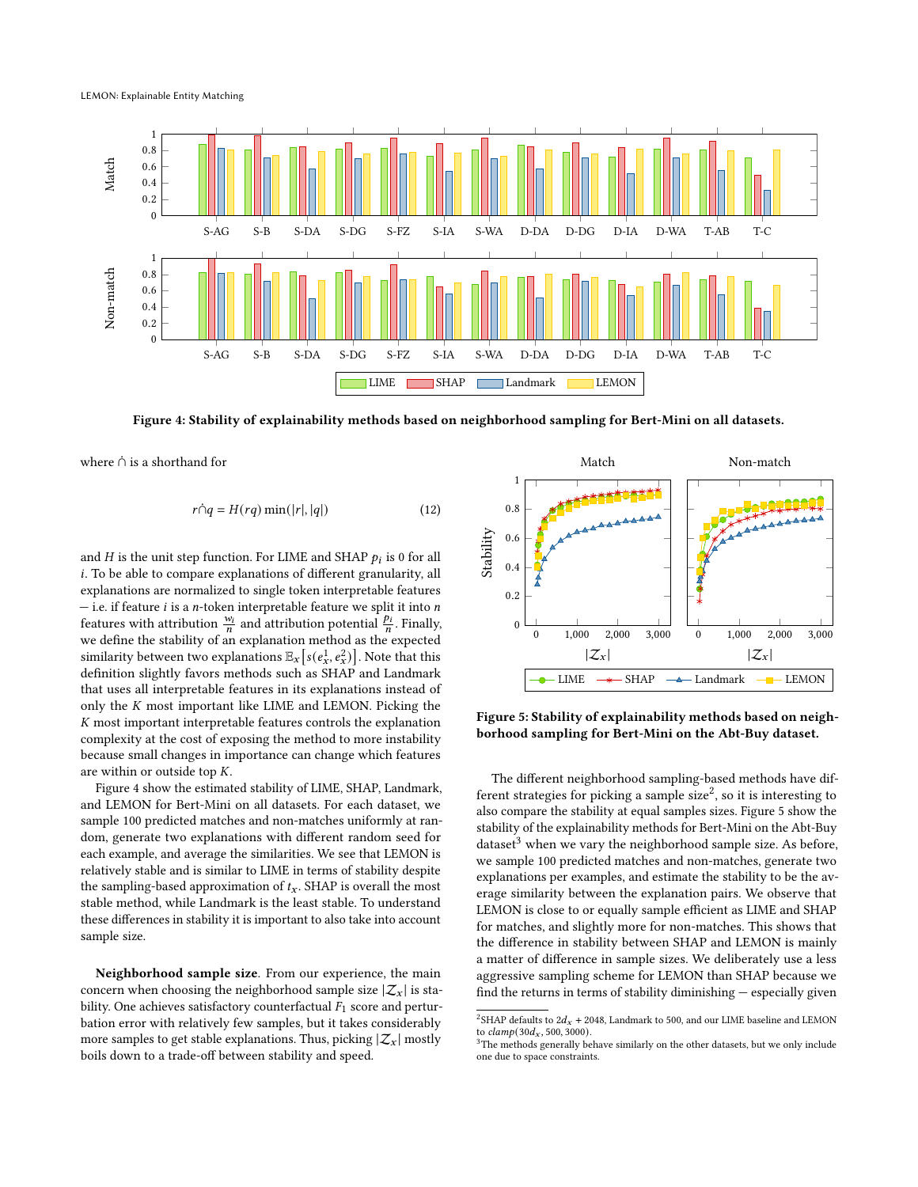Figure 4: Stability of explainability methods based on neighborhood sampling for Bert-Mini on all datasets.

where $\hat{\cap}$ is a shorthand for

$$r \hat{\cap} q = H(rq) \min(|r|, |q|) \tag{12}$$

and $H$ is the unit step function. For LIME and SHAP $p_i$ is 0 for all $i$. To be able to compare explanations of different granularity, all explanations are normalized to single token interpretable features — i.e. if feature $i$ is a $n$-token interpretable feature we split it into $n$ features with attribution $\frac{w_i}{n}$ and attribution potential $\frac{p_i}{n}$. Finally, we define the stability of an explanation method as the expected similarity between two explanations $\mathbb{E}_x\left[s(e_x^1, e_x^2)\right]$. Note that this definition slightly favors methods such as SHAP and Landmark that uses all interpretable features in its explanations instead of only the $K$ most important like LIME and LEMON. Picking the $K$ most important interpretable features controls the explanation complexity at the cost of exposing the method to more instability because small changes in importance can change which features are within or outside top $K$.

Figure 4 show the estimated stability of LIME, SHAP, Landmark, and LEMON for Bert-Mini on all datasets. For each dataset, we sample 100 predicted matches and non-matches uniformly at random, generate two explanations with different random seed for each example, and average the similarities. We see that LEMON is relatively stable and is similar to LIME in terms of stability despite the sampling-based approximation of $t_x$. SHAP is overall the most stable method, while Landmark is the least stable. To understand these differences in stability it is important to also take into account sample size.

**Neighborhood sample size**. From our experience, the main concern when choosing the neighborhood sample size $|\mathcal{Z}_x|$ is stability. One achieves satisfactory counterfactual $F_1$ score and perturbation error with relatively few samples, but it takes considerably more samples to get stable explanations. Thus, picking $|\mathcal{Z}_x|$ mostly boils down to a trade-off between stability and speed.

Figure 5: Stability of explainability methods based on neighborhood sampling for Bert-Mini on the Abt-Buy dataset.

The different neighborhood sampling-based methods have different strategies for picking a sample size[2], so it is interesting to also compare the stability at equal samples sizes. Figure 5 show the stability of the explainability methods for Bert-Mini on the Abt-Buy dataset[3] when we vary the neighborhood sample size. As before, we sample 100 predicted matches and non-matches, generate two explanations per examples, and estimate the stability to be the average similarity between the explanation pairs. We observe that LEMON is close to or equally sample efficient as LIME and SHAP for matches, and slightly more for non-matches. This shows that the difference in stability between SHAP and LEMON is mainly a matter of difference in sample sizes. We deliberately use a less aggressive sampling scheme for LEMON than SHAP because we find the returns in terms of stability diminishing — especially given

[2] SHAP defaults to $2d_x + 2048$, Landmark to 500, and our LIME baseline and LEMON to $clamp(30d_x, 500, 3000)$.

[3] The methods generally behave similarly on the other datasets, but we only include one due to space constraints.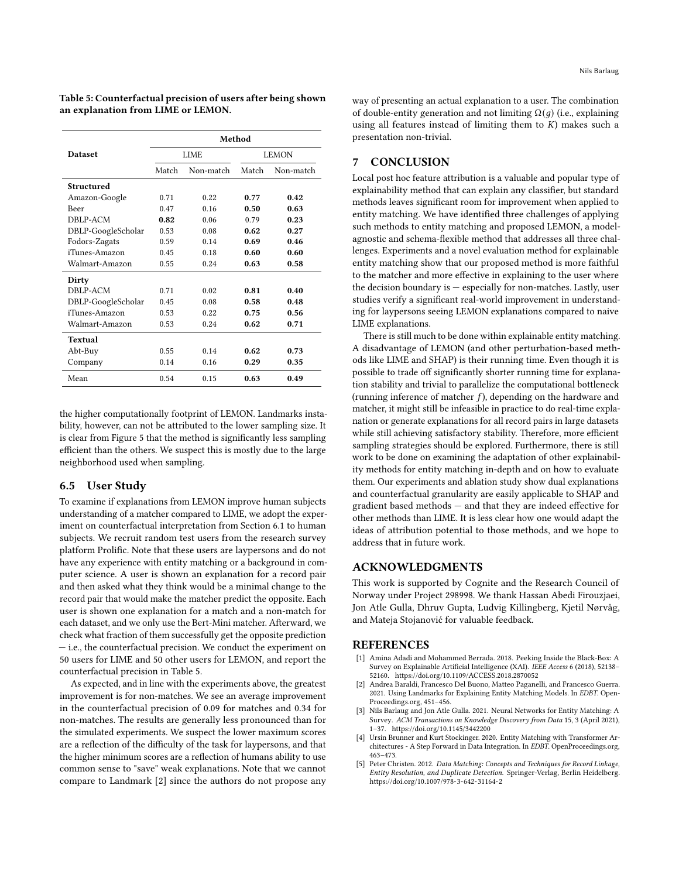**Table 5: Counterfactual precision of users after being shown an explanation from LIME or LEMON.**

| Dataset | Method | | | |
|---|---|---|---|---|
| | LIME | | LEMON | |
| | Match | Non-match | Match | Non-match |
| **Structured** | | | | |
| Amazon-Google | 0.71 | 0.22 | **0.77** | **0.42** |
| Beer | 0.47 | 0.16 | **0.50** | **0.63** |
| DBLP-ACM | **0.82** | 0.06 | 0.79 | **0.23** |
| DBLP-GoogleScholar | 0.53 | 0.08 | **0.62** | **0.27** |
| Fodors-Zagats | 0.59 | 0.14 | **0.69** | **0.46** |
| iTunes-Amazon | 0.45 | 0.18 | **0.60** | **0.60** |
| Walmart-Amazon | 0.55 | 0.24 | **0.63** | **0.58** |
| **Dirty** | | | | |
| DBLP-ACM | 0.71 | 0.02 | **0.81** | **0.40** |
| DBLP-GoogleScholar | 0.45 | 0.08 | **0.58** | **0.48** |
| iTunes-Amazon | 0.53 | 0.22 | **0.75** | **0.56** |
| Walmart-Amazon | 0.53 | 0.24 | **0.62** | **0.71** |
| **Textual** | | | | |
| Abt-Buy | 0.55 | 0.14 | **0.62** | **0.73** |
| Company | 0.14 | 0.16 | **0.29** | **0.35** |
| Mean | 0.54 | 0.15 | **0.63** | **0.49** |

the higher computationally footprint of LEMON. Landmarks instability, however, can not be attributed to the lower sampling size. It is clear from Figure 5 that the method is significantly less sampling efficient than the others. We suspect this is mostly due to the large neighborhood used when sampling.

## 6.5 User Study

To examine if explanations from LEMON improve human subjects understanding of a matcher compared to LIME, we adopt the experiment on counterfactual interpretation from Section 6.1 to human subjects. We recruit random test users from the research survey platform Prolific. Note that these users are laypersons and do not have any experience with entity matching or a background in computer science. A user is shown an explanation for a record pair and then asked what they think would be a minimal change to the record pair that would make the matcher predict the opposite. Each user is shown one explanation for a match and a non-match for each dataset, and we only use the Bert-Mini matcher. Afterward, we check what fraction of them successfully get the opposite prediction — i.e., the counterfactual precision. We conduct the experiment on 50 users for LIME and 50 other users for LEMON, and report the counterfactual precision in Table 5.

As expected, and in line with the experiments above, the greatest improvement is for non-matches. We see an average improvement in the counterfactual precision of 0.09 for matches and 0.34 for non-matches. The results are generally less pronounced than for the simulated experiments. We suspect the lower maximum scores are a reflection of the difficulty of the task for laypersons, and that the higher minimum scores are a reflection of humans ability to use common sense to "save" weak explanations. Note that we cannot compare to Landmark [2] since the authors do not propose any way of presenting an actual explanation to a user. The combination of double-entity generation and not limiting $\Omega(g)$ (i.e., explaining using all features instead of limiting them to $K$) makes such a presentation non-trivial.

## 7 CONCLUSION

Local post hoc feature attribution is a valuable and popular type of explainability method that can explain any classifier, but standard methods leaves significant room for improvement when applied to entity matching. We have identified three challenges of applying such methods to entity matching and proposed LEMON, a model-agnostic and schema-flexible method that addresses all three challenges. Experiments and a novel evaluation method for explainable entity matching show that our proposed method is more faithful to the matcher and more effective in explaining to the user where the decision boundary is — especially for non-matches. Lastly, user studies verify a significant real-world improvement in understanding for laypersons seeing LEMON explanations compared to naive LIME explanations.

There is still much to be done within explainable entity matching. A disadvantage of LEMON (and other perturbation-based methods like LIME and SHAP) is their running time. Even though it is possible to trade off significantly shorter running time for explanation stability and trivial to parallelize the computational bottleneck (running inference of matcher $f$), depending on the hardware and matcher, it might still be infeasible in practice to do real-time explanation or generate explanations for all record pairs in large datasets while still achieving satisfactory stability. Therefore, more efficient sampling strategies should be explored. Furthermore, there is still work to be done on examining the adaptation of other explainability methods for entity matching in-depth and on how to evaluate them. Our experiments and ablation study show dual explanations and counterfactual granularity are easily applicable to SHAP and gradient based methods — and that they are indeed effective for other methods than LIME. It is less clear how one would adapt the ideas of attribution potential to those methods, and we hope to address that in future work.

## ACKNOWLEDGMENTS

This work is supported by Cognite and the Research Council of Norway under Project 298998. We thank Hassan Abedi Firouzjaei, Jon Atle Gulla, Dhruv Gupta, Ludvig Killingberg, Kjetil Nørvåg, and Mateja Stojanović for valuable feedback.

## REFERENCES

- [1] Amina Adadi and Mohammed Berrada. 2018. Peeking Inside the Black-Box: A Survey on Explainable Artificial Intelligence (XAI). *IEEE Access* 6 (2018), 52138–52160. https://doi.org/10.1109/ACCESS.2018.2870052
- [2] Andrea Baraldi, Francesco Del Buono, Matteo Paganelli, and Francesco Guerra. 2021. Using Landmarks for Explaining Entity Matching Models. In *EDBT*. OpenProceedings.org, 451–456.
- [3] Nils Barlaug and Jon Atle Gulla. 2021. Neural Networks for Entity Matching: A Survey. *ACM Transactions on Knowledge Discovery from Data* 15, 3 (April 2021), 1–37. https://doi.org/10.1145/3442200
- [4] Ursin Brunner and Kurt Stockinger. 2020. Entity Matching with Transformer Architectures - A Step Forward in Data Integration. In *EDBT*. OpenProceedings.org, 463–473.
- [5] Peter Christen. 2012. *Data Matching: Concepts and Techniques for Record Linkage, Entity Resolution, and Duplicate Detection.* Springer-Verlag, Berlin Heidelberg. https://doi.org/10.1007/978-3-642-31164-2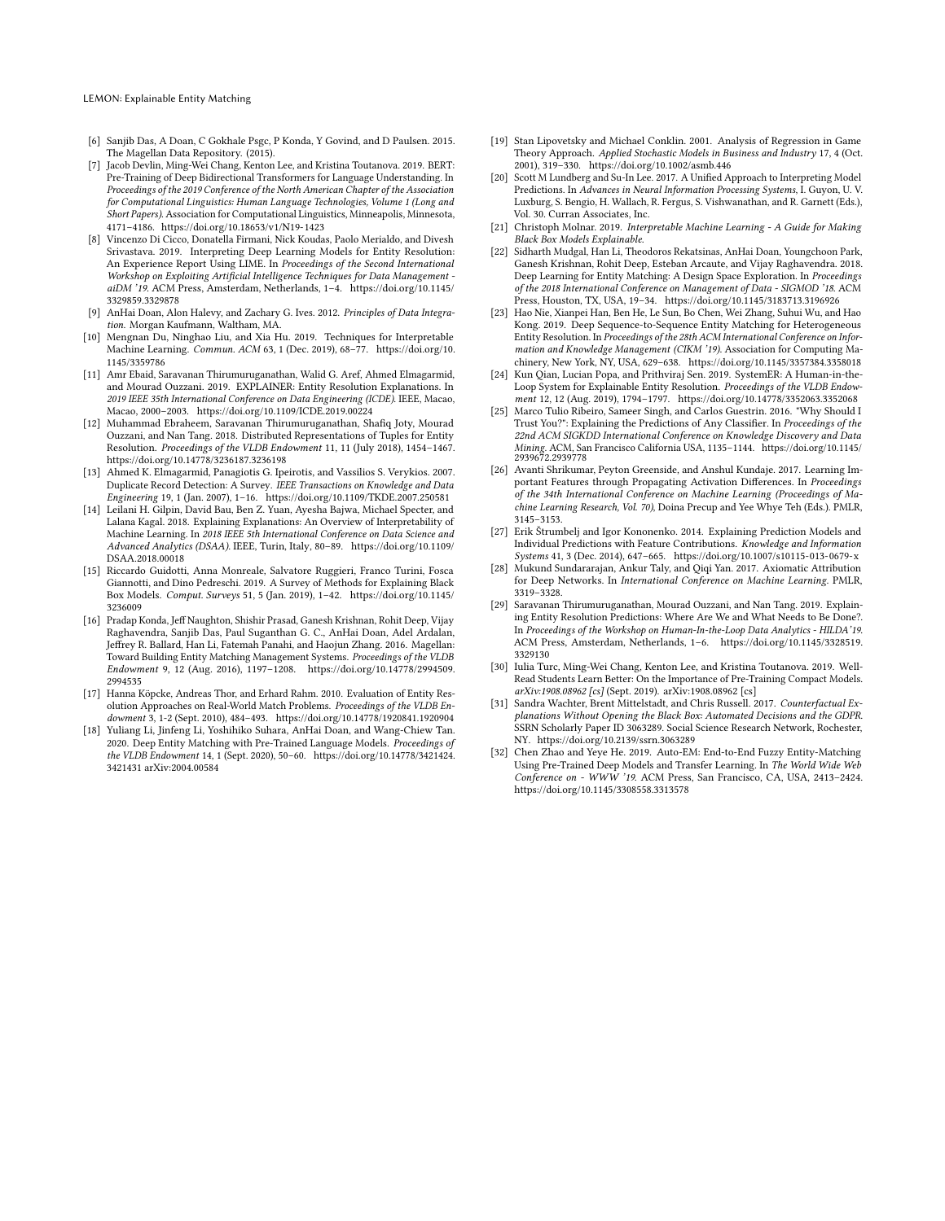- [6] Sanjib Das, A Doan, C Gokhale Psgc, P Konda, Y Govind, and D Paulsen. 2015. The Magellan Data Repository. (2015).
- [7] Jacob Devlin, Ming-Wei Chang, Kenton Lee, and Kristina Toutanova. 2019. BERT: Pre-Training of Deep Bidirectional Transformers for Language Understanding. In *Proceedings of the 2019 Conference of the North American Chapter of the Association for Computational Linguistics: Human Language Technologies, Volume 1 (Long and Short Papers)*. Association for Computational Linguistics, Minneapolis, Minnesota, 4171–4186. https://doi.org/10.18653/v1/N19-1423
- [8] Vincenzo Di Cicco, Donatella Firmani, Nick Koudas, Paolo Merialdo, and Divesh Srivastava. 2019. Interpreting Deep Learning Models for Entity Resolution: An Experience Report Using LIME. In *Proceedings of the Second International Workshop on Exploiting Artificial Intelligence Techniques for Data Management - aiDM '19*. ACM Press, Amsterdam, Netherlands, 1–4. https://doi.org/10.1145/3329859.3329878
- [9] AnHai Doan, Alon Halevy, and Zachary G. Ives. 2012. *Principles of Data Integration.* Morgan Kaufmann, Waltham, MA.
- [10] Mengnan Du, Ninghao Liu, and Xia Hu. 2019. Techniques for Interpretable Machine Learning. *Commun. ACM* 63, 1 (Dec. 2019), 68–77. https://doi.org/10.1145/3359786
- [11] Amr Ebaid, Saravanan Thirumuruganathan, Walid G. Aref, Ahmed Elmagarmid, and Mourad Ouzzani. 2019. EXPLAINER: Entity Resolution Explanations. In *2019 IEEE 35th International Conference on Data Engineering (ICDE)*. IEEE, Macao, Macao, 2000–2003. https://doi.org/10.1109/ICDE.2019.00224
- [12] Muhammad Ebraheem, Saravanan Thirumuruganathan, Shafiq Joty, Mourad Ouzzani, and Nan Tang. 2018. Distributed Representations of Tuples for Entity Resolution. *Proceedings of the VLDB Endowment* 11, 11 (July 2018), 1454–1467. https://doi.org/10.14778/3236187.3236198
- [13] Ahmed K. Elmagarmid, Panagiotis G. Ipeirotis, and Vassilios S. Verykios. 2007. Duplicate Record Detection: A Survey. *IEEE Transactions on Knowledge and Data Engineering* 19, 1 (Jan. 2007), 1–16. https://doi.org/10.1109/TKDE.2007.250581
- [14] Leilani H. Gilpin, David Bau, Ben Z. Yuan, Ayesha Bajwa, Michael Specter, and Lalana Kagal. 2018. Explaining Explanations: An Overview of Interpretability of Machine Learning. In *2018 IEEE 5th International Conference on Data Science and Advanced Analytics (DSAA)*. IEEE, Turin, Italy, 80–89. https://doi.org/10.1109/DSAA.2018.00018
- [15] Riccardo Guidotti, Anna Monreale, Salvatore Ruggieri, Franco Turini, Fosca Giannotti, and Dino Pedreschi. 2019. A Survey of Methods for Explaining Black Box Models. *Comput. Surveys* 51, 5 (Jan. 2019), 1–42. https://doi.org/10.1145/3236009
- [16] Pradap Konda, Jeff Naughton, Shishir Prasad, Ganesh Krishnan, Rohit Deep, Vijay Raghavendra, Sanjib Das, Paul Suganthan G. C., AnHai Doan, Adel Ardalan, Jeffrey R. Ballard, Han Li, Fatemah Panahi, and Haojun Zhang. 2016. Magellan: Toward Building Entity Matching Management Systems. *Proceedings of the VLDB Endowment* 9, 12 (Aug. 2016), 1197–1208. https://doi.org/10.14778/2994509.2994535
- [17] Hanna Köpcke, Andreas Thor, and Erhard Rahm. 2010. Evaluation of Entity Resolution Approaches on Real-World Match Problems. *Proceedings of the VLDB Endowment* 3, 1-2 (Sept. 2010), 484–493. https://doi.org/10.14778/1920841.1920904
- [18] Yuliang Li, Jinfeng Li, Yoshihiko Suhara, AnHai Doan, and Wang-Chiew Tan. 2020. Deep Entity Matching with Pre-Trained Language Models. *Proceedings of the VLDB Endowment* 14, 1 (Sept. 2020), 50–60. https://doi.org/10.14778/3421424.3421431 arXiv:2004.00584
- [19] Stan Lipovetsky and Michael Conklin. 2001. Analysis of Regression in Game Theory Approach. *Applied Stochastic Models in Business and Industry* 17, 4 (Oct. 2001), 319–330. https://doi.org/10.1002/asmb.446
- [20] Scott M Lundberg and Su-In Lee. 2017. A Unified Approach to Interpreting Model Predictions. In *Advances in Neural Information Processing Systems*, I. Guyon, U. V. Luxburg, S. Bengio, H. Wallach, R. Fergus, S. Vishwanathan, and R. Garnett (Eds.), Vol. 30. Curran Associates, Inc.
- [21] Christoph Molnar. 2019. *Interpretable Machine Learning - A Guide for Making Black Box Models Explainable.*
- [22] Sidharth Mudgal, Han Li, Theodoros Rekatsinas, AnHai Doan, Youngchoon Park, Ganesh Krishnan, Rohit Deep, Esteban Arcaute, and Vijay Raghavendra. 2018. Deep Learning for Entity Matching: A Design Space Exploration. In *Proceedings of the 2018 International Conference on Management of Data - SIGMOD '18*. ACM Press, Houston, TX, USA, 19–34. https://doi.org/10.1145/3183713.3196926
- [23] Hao Nie, Xianpei Han, Ben He, Le Sun, Bo Chen, Wei Zhang, Suhui Wu, and Hao Kong. 2019. Deep Sequence-to-Sequence Entity Matching for Heterogeneous Entity Resolution. In *Proceedings of the 28th ACM International Conference on Information and Knowledge Management (CIKM '19)*. Association for Computing Machinery, New York, NY, USA, 629–638. https://doi.org/10.1145/3357384.3358018
- [24] Kun Qian, Lucian Popa, and Prithviraj Sen. 2019. SystemER: A Human-in-the-Loop System for Explainable Entity Resolution. *Proceedings of the VLDB Endowment* 12, 12 (Aug. 2019), 1794–1797. https://doi.org/10.14778/3352063.3352068
- [25] Marco Tulio Ribeiro, Sameer Singh, and Carlos Guestrin. 2016. "Why Should I Trust You?": Explaining the Predictions of Any Classifier. In *Proceedings of the 22nd ACM SIGKDD International Conference on Knowledge Discovery and Data Mining*. ACM, San Francisco California USA, 1135–1144. https://doi.org/10.1145/2939672.2939778
- [26] Avanti Shrikumar, Peyton Greenside, and Anshul Kundaje. 2017. Learning Important Features through Propagating Activation Differences. In *Proceedings of the 34th International Conference on Machine Learning (Proceedings of Machine Learning Research, Vol. 70)*, Doina Precup and Yee Whye Teh (Eds.). PMLR, 3145–3153.
- [27] Erik Štrumbelj and Igor Kononenko. 2014. Explaining Prediction Models and Individual Predictions with Feature Contributions. *Knowledge and Information Systems* 41, 3 (Dec. 2014), 647–665. https://doi.org/10.1007/s10115-013-0679-x
- [28] Mukund Sundararajan, Ankur Taly, and Qiqi Yan. 2017. Axiomatic Attribution for Deep Networks. In *International Conference on Machine Learning*. PMLR, 3319–3328.
- [29] Saravanan Thirumuruganathan, Mourad Ouzzani, and Nan Tang. 2019. Explaining Entity Resolution Predictions: Where Are We and What Needs to Be Done?. In *Proceedings of the Workshop on Human-In-the-Loop Data Analytics - HILDA'19*. ACM Press, Amsterdam, Netherlands, 1–6. https://doi.org/10.1145/3328519.3329130
- [30] Iulia Turc, Ming-Wei Chang, Kenton Lee, and Kristina Toutanova. 2019. Well-Read Students Learn Better: On the Importance of Pre-Training Compact Models. *arXiv:1908.08962 [cs]* (Sept. 2019). arXiv:1908.08962 [cs]
- [31] Sandra Wachter, Brent Mittelstadt, and Chris Russell. 2017. *Counterfactual Explanations Without Opening the Black Box: Automated Decisions and the GDPR.* SSRN Scholarly Paper ID 3063289. Social Science Research Network, Rochester, NY. https://doi.org/10.2139/ssrn.3063289
- [32] Chen Zhao and Yeye He. 2019. Auto-EM: End-to-End Fuzzy Entity-Matching Using Pre-Trained Deep Models and Transfer Learning. In *The World Wide Web Conference on - WWW '19*. ACM Press, San Francisco, CA, USA, 2413–2424. https://doi.org/10.1145/3308558.3313578